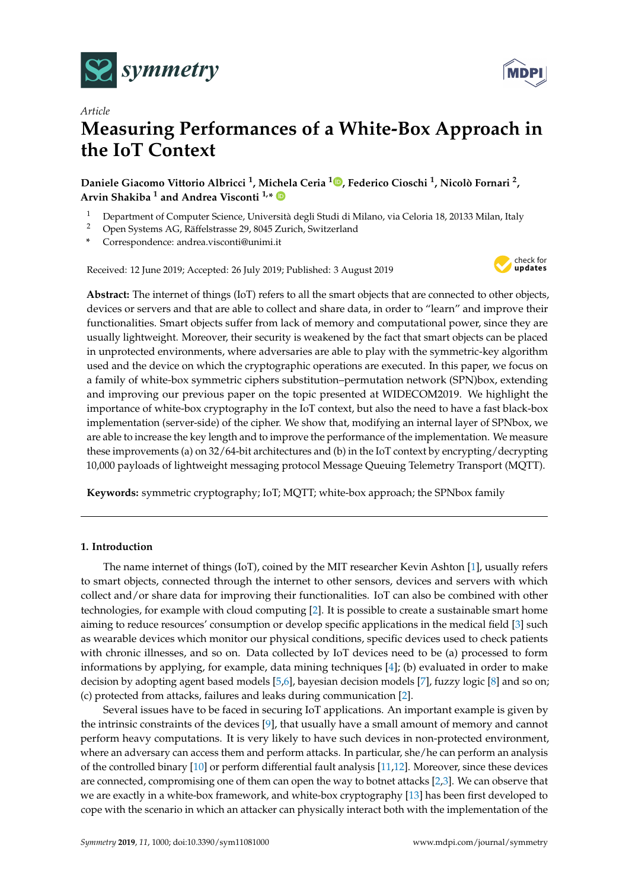Article

# Measuring Performances of a White-Box Approach in the IoT Context

**Daniele Giacomo Vittorio Albricci [1], Michela Ceria [1], Federico Cioschi [1], Nicolò Fornari [2], Arvin Shakiba [1] and Andrea Visconti [1,*]**

[1] Department of Computer Science, Università degli Studi di Milano, via Celoria 18, 20133 Milan, Italy
[2] Open Systems AG, Räffelstrasse 29, 8045 Zurich, Switzerland
[*] Correspondence: andrea.visconti@unimi.it

Received: 12 June 2019; Accepted: 26 July 2019; Published: 3 August 2019

**Abstract:** The internet of things (IoT) refers to all the smart objects that are connected to other objects, devices or servers and that are able to collect and share data, in order to "learn" and improve their functionalities. Smart objects suffer from lack of memory and computational power, since they are usually lightweight. Moreover, their security is weakened by the fact that smart objects can be placed in unprotected environments, where adversaries are able to play with the symmetric-key algorithm used and the device on which the cryptographic operations are executed. In this paper, we focus on a family of white-box symmetric ciphers substitution–permutation network (SPN)box, extending and improving our previous paper on the topic presented at WIDECOM2019. We highlight the importance of white-box cryptography in the IoT context, but also the need to have a fast black-box implementation (server-side) of the cipher. We show that, modifying an internal layer of SPNbox, we are able to increase the key length and to improve the performance of the implementation. We measure these improvements (a) on 32/64-bit architectures and (b) in the IoT context by encrypting/decrypting 10,000 payloads of lightweight messaging protocol Message Queuing Telemetry Transport (MQTT).

**Keywords:** symmetric cryptography; IoT; MQTT; white-box approach; the SPNbox family

## 1. Introduction

The name internet of things (IoT), coined by the MIT researcher Kevin Ashton [1], usually refers to smart objects, connected through the internet to other sensors, devices and servers with which collect and/or share data for improving their functionalities. IoT can also be combined with other technologies, for example with cloud computing [2]. It is possible to create a sustainable smart home aiming to reduce resources' consumption or develop specific applications in the medical field [3] such as wearable devices which monitor our physical conditions, specific devices used to check patients with chronic illnesses, and so on. Data collected by IoT devices need to be (a) processed to form informations by applying, for example, data mining techniques [4]; (b) evaluated in order to make decision by adopting agent based models [5,6], bayesian decision models [7], fuzzy logic [8] and so on; (c) protected from attacks, failures and leaks during communication [2].

Several issues have to be faced in securing IoT applications. An important example is given by the intrinsic constraints of the devices [9], that usually have a small amount of memory and cannot perform heavy computations. It is very likely to have such devices in non-protected environment, where an adversary can access them and perform attacks. In particular, she/he can perform an analysis of the controlled binary [10] or perform differential fault analysis [11,12]. Moreover, since these devices are connected, compromising one of them can open the way to botnet attacks [2,3]. We can observe that we are exactly in a white-box framework, and white-box cryptography [13] has been first developed to cope with the scenario in which an attacker can physically interact both with the implementation of the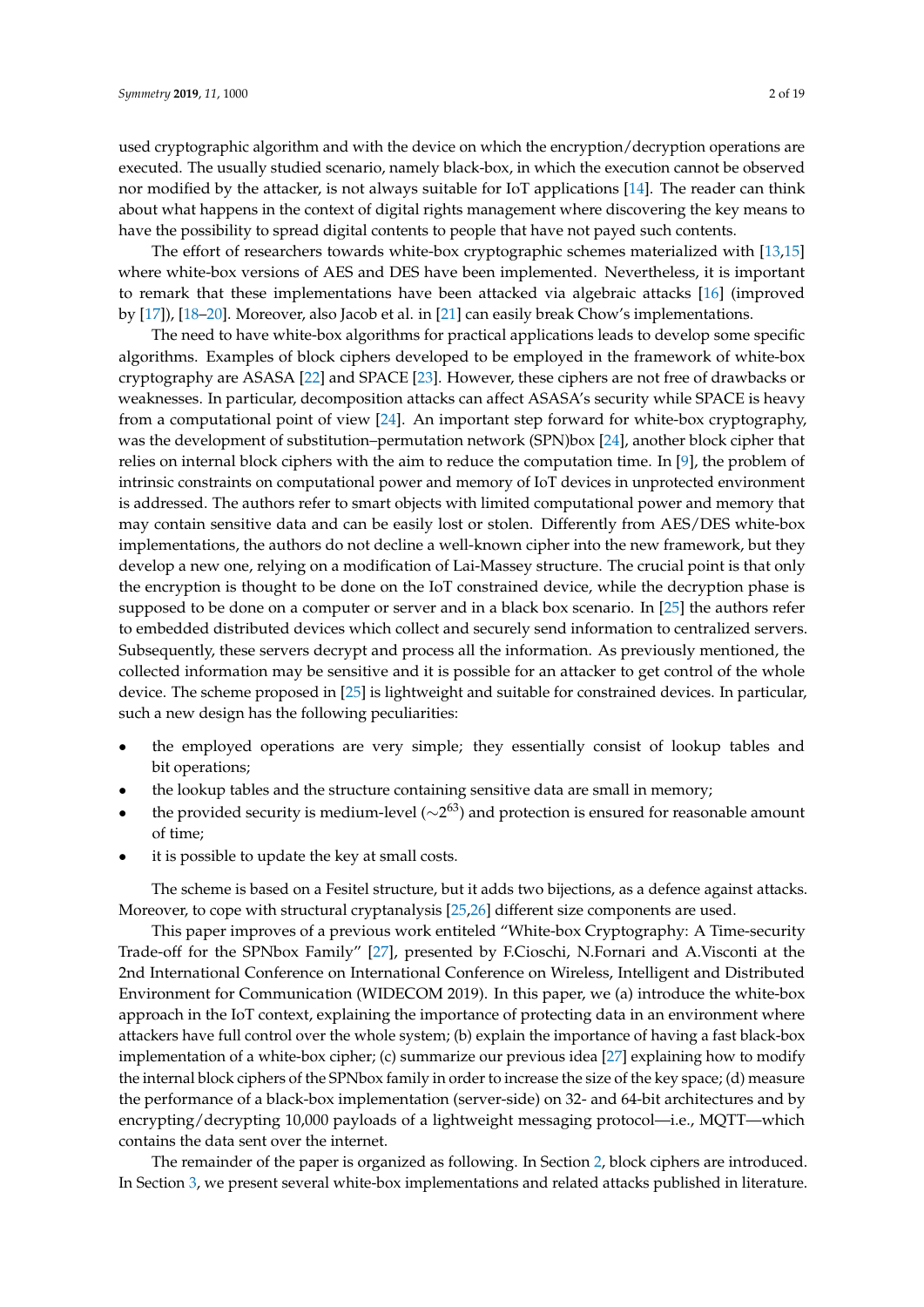used cryptographic algorithm and with the device on which the encryption/decryption operations are executed. The usually studied scenario, namely black-box, in which the execution cannot be observed nor modified by the attacker, is not always suitable for IoT applications [14]. The reader can think about what happens in the context of digital rights management where discovering the key means to have the possibility to spread digital contents to people that have not payed such contents.

The effort of researchers towards white-box cryptographic schemes materialized with [13,15] where white-box versions of AES and DES have been implemented. Nevertheless, it is important to remark that these implementations have been attacked via algebraic attacks [16] (improved by [17]), [18–20]. Moreover, also Jacob et al. in [21] can easily break Chow's implementations.

The need to have white-box algorithms for practical applications leads to develop some specific algorithms. Examples of block ciphers developed to be employed in the framework of white-box cryptography are ASASA [22] and SPACE [23]. However, these ciphers are not free of drawbacks or weaknesses. In particular, decomposition attacks can affect ASASA's security while SPACE is heavy from a computational point of view [24]. An important step forward for white-box cryptography, was the development of substitution–permutation network (SPN)box [24], another block cipher that relies on internal block ciphers with the aim to reduce the computation time. In [9], the problem of intrinsic constraints on computational power and memory of IoT devices in unprotected environment is addressed. The authors refer to smart objects with limited computational power and memory that may contain sensitive data and can be easily lost or stolen. Differently from AES/DES white-box implementations, the authors do not decline a well-known cipher into the new framework, but they develop a new one, relying on a modification of Lai-Massey structure. The crucial point is that only the encryption is thought to be done on the IoT constrained device, while the decryption phase is supposed to be done on a computer or server and in a black box scenario. In [25] the authors refer to embedded distributed devices which collect and securely send information to centralized servers. Subsequently, these servers decrypt and process all the information. As previously mentioned, the collected information may be sensitive and it is possible for an attacker to get control of the whole device. The scheme proposed in [25] is lightweight and suitable for constrained devices. In particular, such a new design has the following peculiarities:

- the employed operations are very simple; they essentially consist of lookup tables and bit operations;
- the lookup tables and the structure containing sensitive data are small in memory;
- the provided security is medium-level ($\sim 2^{63}$) and protection is ensured for reasonable amount of time;
- it is possible to update the key at small costs.

The scheme is based on a Fesitel structure, but it adds two bijections, as a defence against attacks. Moreover, to cope with structural cryptanalysis [25,26] different size components are used.

This paper improves of a previous work entiteled "White-box Cryptography: A Time-security Trade-off for the SPNbox Family" [27], presented by F.Cioschi, N.Fornari and A.Visconti at the 2nd International Conference on International Conference on Wireless, Intelligent and Distributed Environment for Communication (WIDECOM 2019). In this paper, we (a) introduce the white-box approach in the IoT context, explaining the importance of protecting data in an environment where attackers have full control over the whole system; (b) explain the importance of having a fast black-box implementation of a white-box cipher; (c) summarize our previous idea [27] explaining how to modify the internal block ciphers of the SPNbox family in order to increase the size of the key space; (d) measure the performance of a black-box implementation (server-side) on 32- and 64-bit architectures and by encrypting/decrypting 10,000 payloads of a lightweight messaging protocol—i.e., MQTT—which contains the data sent over the internet.

The remainder of the paper is organized as following. In Section 2, block ciphers are introduced. In Section 3, we present several white-box implementations and related attacks published in literature.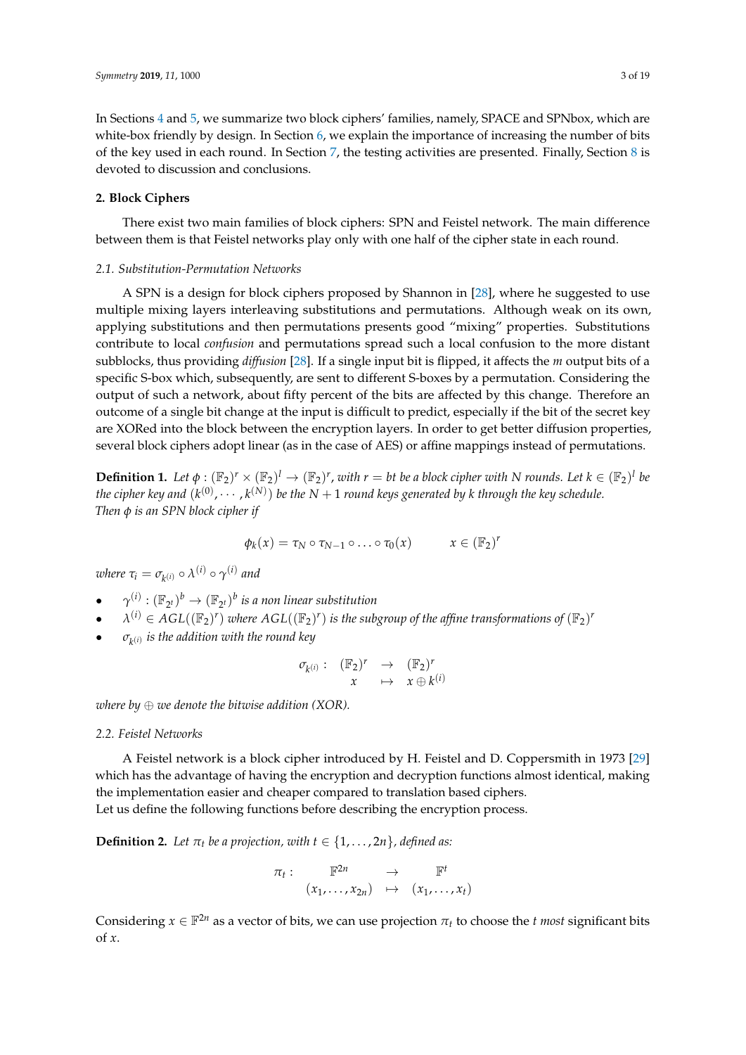In Sections 4 and 5, we summarize two block ciphers' families, namely, SPACE and SPNbox, which are white-box friendly by design. In Section 6, we explain the importance of increasing the number of bits of the key used in each round. In Section 7, the testing activities are presented. Finally, Section 8 is devoted to discussion and conclusions.

## 2. Block Ciphers

There exist two main families of block ciphers: SPN and Feistel network. The main difference between them is that Feistel networks play only with one half of the cipher state in each round.

### 2.1. Substitution-Permutation Networks

A SPN is a design for block ciphers proposed by Shannon in [28], where he suggested to use multiple mixing layers interleaving substitutions and permutations. Although weak on its own, applying substitutions and then permutations presents good "mixing" properties. Substitutions contribute to local *confusion* and permutations spread such a local confusion to the more distant subblocks, thus providing *diffusion* [28]. If a single input bit is flipped, it affects the $m$ output bits of a specific S-box which, subsequently, are sent to different S-boxes by a permutation. Considering the output of such a network, about fifty percent of the bits are affected by this change. Therefore an outcome of a single bit change at the input is difficult to predict, especially if the bit of the secret key are XORed into the block between the encryption layers. In order to get better diffusion properties, several block ciphers adopt linear (as in the case of AES) or affine mappings instead of permutations.

**Definition 1.** *Let $\phi : (\mathbb{F}_2)^r \times (\mathbb{F}_2)^l \to (\mathbb{F}_2)^r$, with $r = bt$ be a block cipher with $N$ rounds. Let $k \in (\mathbb{F}_2)^l$ be the cipher key and $(k^{(0)}, \cdots, k^{(N)})$ be the $N+1$ round keys generated by $k$ through the key schedule. Then $\phi$ is an SPN block cipher if*

$$\phi_k(x) = \tau_N \circ \tau_{N-1} \circ \ldots \circ \tau_0(x) \qquad x \in (\mathbb{F}_2)^r$$

*where $\tau_i = \sigma_{k^{(i)}} \circ \lambda^{(i)} \circ \gamma^{(i)}$ and*

- $\gamma^{(i)} : (\mathbb{F}_{2^t})^b \to (\mathbb{F}_{2^t})^b$ *is a non linear substitution*
- $\lambda^{(i)} \in AGL((\mathbb{F}_2)^r)$ *where $AGL((\mathbb{F}_2)^r)$ is the subgroup of the affine transformations of $(\mathbb{F}_2)^r$*
- $\sigma_{k^{(i)}}$ *is the addition with the round key*

$$\begin{array}{rccc} \sigma_{k^{(i)}} : & (\mathbb{F}_2)^r & \to & (\mathbb{F}_2)^r \\ & x & \mapsto & x \oplus k^{(i)} \end{array}$$

*where by $\oplus$ we denote the bitwise addition (XOR).*

### 2.2. Feistel Networks

A Feistel network is a block cipher introduced by H. Feistel and D. Coppersmith in 1973 [29] which has the advantage of having the encryption and decryption functions almost identical, making the implementation easier and cheaper compared to translation based ciphers.
Let us define the following functions before describing the encryption process.

**Definition 2.** *Let $\pi_t$ be a projection, with $t \in \{1, \ldots, 2n\}$, defined as:*

$$\begin{array}{rccc} \pi_t : & \mathbb{F}^{2n} & \to & \mathbb{F}^{t} \\ & (x_1, \ldots, x_{2n}) & \mapsto & (x_1, \ldots, x_t) \end{array}$$

Considering $x \in \mathbb{F}^{2n}$ as a vector of bits, we can use projection $\pi_t$ to choose the $t$ *most* significant bits of $x$.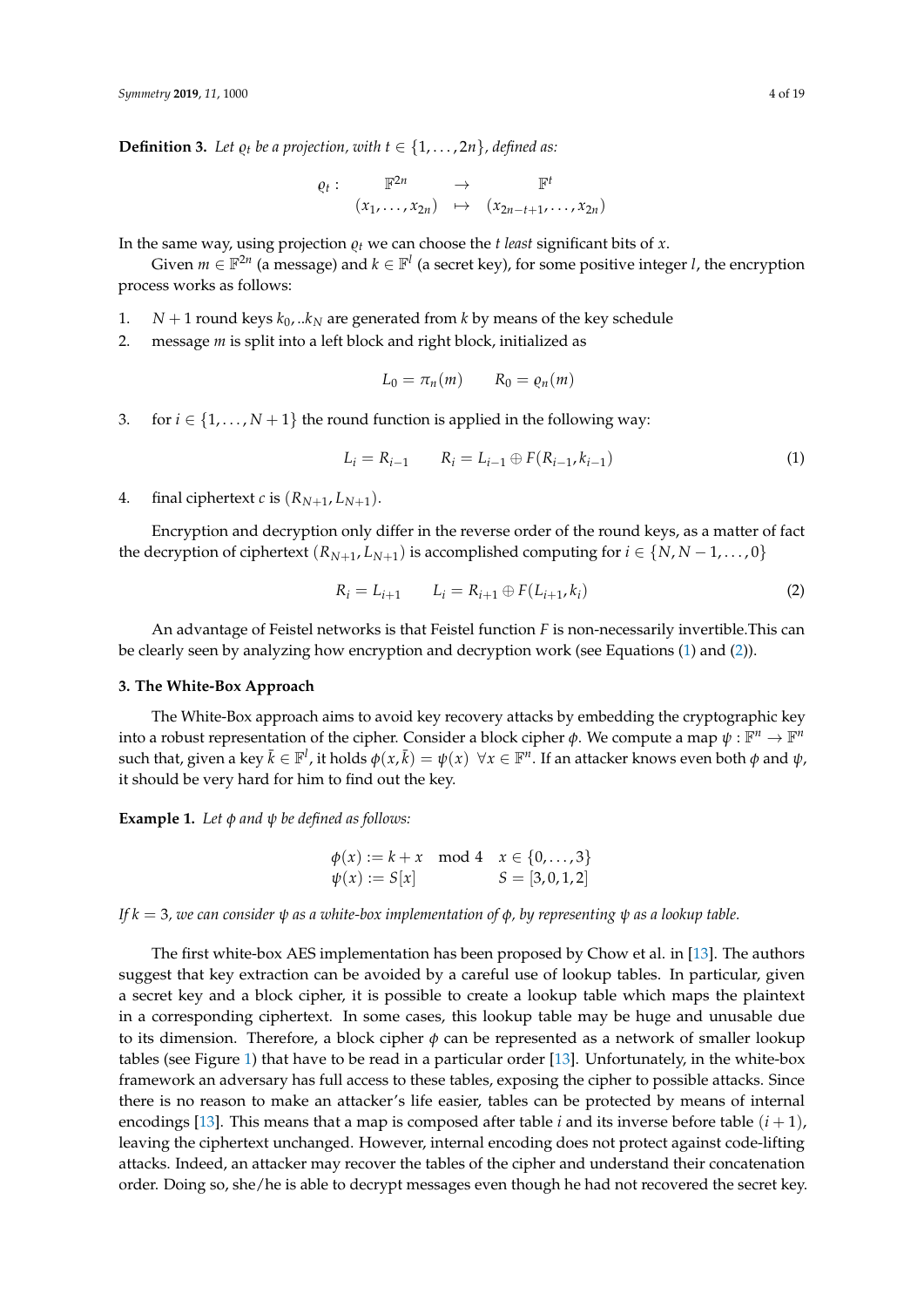**Definition 3.** *Let $\varrho_t$ be a projection, with $t \in \{1, \ldots, 2n\}$, defined as:*

$$
\begin{array}{cccc}
\varrho_t : & \mathbb{F}^{2n} & \rightarrow & \mathbb{F}^t \\
 & (x_1, \ldots, x_{2n}) & \mapsto & (x_{2n-t+1}, \ldots, x_{2n})
\end{array}
$$

In the same way, using projection $\varrho_t$ we can choose the $t$ *least* significant bits of $x$.

Given $m \in \mathbb{F}^{2n}$ (a message) and $k \in \mathbb{F}^l$ (a secret key), for some positive integer $l$, the encryption process works as follows:

1. $N+1$ round keys $k_0, ..k_N$ are generated from $k$ by means of the key schedule
2. message $m$ is split into a left block and right block, initialized as

$$
L_0 = \pi_n(m) \qquad R_0 = \varrho_n(m)
$$

3. for $i \in \{1, \ldots, N+1\}$ the round function is applied in the following way:

$$
L_i = R_{i-1} \qquad R_i = L_{i-1} \oplus F(R_{i-1}, k_{i-1}) \tag{1}
$$

4. final ciphertext $c$ is $(R_{N+1}, L_{N+1})$.

Encryption and decryption only differ in the reverse order of the round keys, as a matter of fact the decryption of ciphertext $(R_{N+1}, L_{N+1})$ is accomplished computing for $i \in \{N, N-1, \ldots, 0\}$

$$
R_i = L_{i+1} \qquad L_i = R_{i+1} \oplus F(L_{i+1}, k_i) \tag{2}
$$

An advantage of Feistel networks is that Feistel function $F$ is non-necessarily invertible.This can be clearly seen by analyzing how encryption and decryption work (see Equations (1) and (2)).

### 3. The White-Box Approach

The White-Box approach aims to avoid key recovery attacks by embedding the cryptographic key into a robust representation of the cipher. Consider a block cipher $\phi$. We compute a map $\psi : \mathbb{F}^n \rightarrow \mathbb{F}^n$ such that, given a key $\bar{k} \in \mathbb{F}^l$, it holds $\phi(x, \bar{k}) = \psi(x) \;\; \forall x \in \mathbb{F}^n$. If an attacker knows even both $\phi$ and $\psi$, it should be very hard for him to find out the key.

**Example 1.** *Let $\phi$ and $\psi$ be defined as follows:*

$$
\begin{array}{ll}
\phi(x) := k + x \mod 4 & x \in \{0, \ldots, 3\} \\
\psi(x) := S[x] & S = [3, 0, 1, 2]
\end{array}
$$

*If $k = 3$, we can consider $\psi$ as a white-box implementation of $\phi$, by representing $\psi$ as a lookup table.*

The first white-box AES implementation has been proposed by Chow et al. in [13]. The authors suggest that key extraction can be avoided by a careful use of lookup tables. In particular, given a secret key and a block cipher, it is possible to create a lookup table which maps the plaintext in a corresponding ciphertext. In some cases, this lookup table may be huge and unusable due to its dimension. Therefore, a block cipher $\phi$ can be represented as a network of smaller lookup tables (see Figure 1) that have to be read in a particular order [13]. Unfortunately, in the white-box framework an adversary has full access to these tables, exposing the cipher to possible attacks. Since there is no reason to make an attacker's life easier, tables can be protected by means of internal encodings [13]. This means that a map is composed after table $i$ and its inverse before table $(i+1)$, leaving the ciphertext unchanged. However, internal encoding does not protect against code-lifting attacks. Indeed, an attacker may recover the tables of the cipher and understand their concatenation order. Doing so, she/he is able to decrypt messages even though he had not recovered the secret key.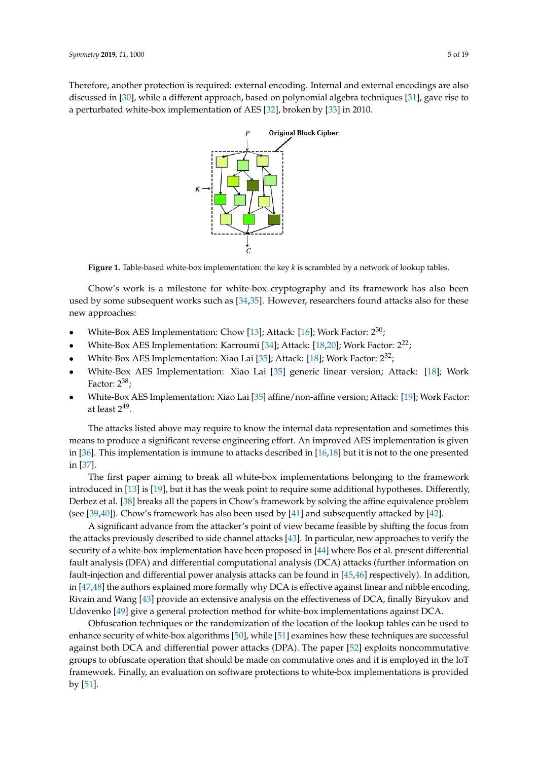Therefore, another protection is required: external encoding. Internal and external encodings are also discussed in [30], while a different approach, based on polynomial algebra techniques [31], gave rise to a perturbated white-box implementation of AES [32], broken by [33] in 2010.

**Figure 1.** Table-based white-box implementation: the key $k$ is scrambled by a network of lookup tables.

Chow's work is a milestone for white-box cryptography and its framework has also been used by some subsequent works such as [34,35]. However, researchers found attacks also for these new approaches:

- White-Box AES Implementation: Chow [13]; Attack: [16]; Work Factor: $2^{30}$;
- White-Box AES Implementation: Karroumi [34]; Attack: [18,20]; Work Factor: $2^{22}$;
- White-Box AES Implementation: Xiao Lai [35]; Attack: [18]; Work Factor: $2^{32}$;
- White-Box AES Implementation: Xiao Lai [35] generic linear version; Attack: [18]; Work Factor: $2^{38}$;
- White-Box AES Implementation: Xiao Lai [35] affine/non-affine version; Attack: [19]; Work Factor: at least $2^{49}$.

The attacks listed above may require to know the internal data representation and sometimes this means to produce a significant reverse engineering effort. An improved AES implementation is given in [36]. This implementation is immune to attacks described in [16,18] but it is not to the one presented in [37].

The first paper aiming to break all white-box implementations belonging to the framework introduced in [13] is [19], but it has the weak point to require some additional hypotheses. Differently, Derbez et al. [38] breaks all the papers in Chow's framework by solving the affine equivalence problem (see [39,40]). Chow's framework has also been used by [41] and subsequently attacked by [42].

A significant advance from the attacker's point of view became feasible by shifting the focus from the attacks previously described to side channel attacks [43]. In particular, new approaches to verify the security of a white-box implementation have been proposed in [44] where Bos et al. present differential fault analysis (DFA) and differential computational analysis (DCA) attacks (further information on fault-injection and differential power analysis attacks can be found in [45,46] respectively). In addition, in [47,48] the authors explained more formally why DCA is effective against linear and nibble encoding, Rivain and Wang [43] provide an extensive analysis on the effectiveness of DCA, finally Biryukov and Udovenko [49] give a general protection method for white-box implementations against DCA.

Obfuscation techniques or the randomization of the location of the lookup tables can be used to enhance security of white-box algorithms [50], while [51] examines how these techniques are successful against both DCA and differential power attacks (DPA). The paper [52] exploits noncommutative groups to obfuscate operation that should be made on commutative ones and it is employed in the IoT framework. Finally, an evaluation on software protections to white-box implementations is provided by [51].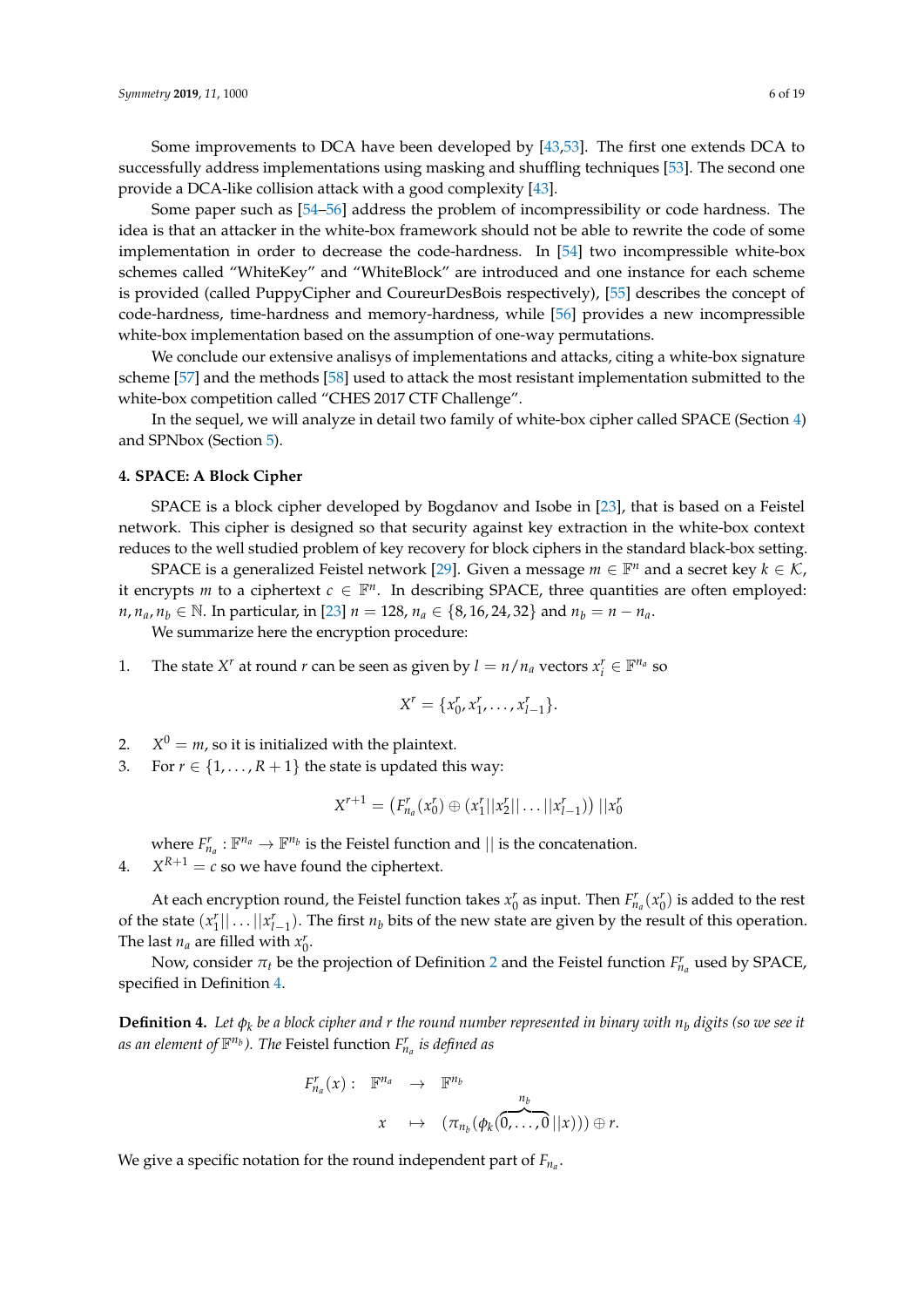Some improvements to DCA have been developed by [43,53]. The first one extends DCA to successfully address implementations using masking and shuffling techniques [53]. The second one provide a DCA-like collision attack with a good complexity [43].

Some paper such as [54–56] address the problem of incompressibility or code hardness. The idea is that an attacker in the white-box framework should not be able to rewrite the code of some implementation in order to decrease the code-hardness. In [54] two incompressible white-box schemes called "WhiteKey" and "WhiteBlock" are introduced and one instance for each scheme is provided (called PuppyCipher and CoureurDesBois respectively), [55] describes the concept of code-hardness, time-hardness and memory-hardness, while [56] provides a new incompressible white-box implementation based on the assumption of one-way permutations.

We conclude our extensive analisys of implementations and attacks, citing a white-box signature scheme [57] and the methods [58] used to attack the most resistant implementation submitted to the white-box competition called "CHES 2017 CTF Challenge".

In the sequel, we will analyze in detail two family of white-box cipher called SPACE (Section 4) and SPNbox (Section 5).

## 4. SPACE: A Block Cipher

SPACE is a block cipher developed by Bogdanov and Isobe in [23], that is based on a Feistel network. This cipher is designed so that security against key extraction in the white-box context reduces to the well studied problem of key recovery for block ciphers in the standard black-box setting.

SPACE is a generalized Feistel network [29]. Given a message $m \in \mathbb{F}^n$ and a secret key $k \in \mathcal{K}$, it encrypts $m$ to a ciphertext $c \in \mathbb{F}^n$. In describing SPACE, three quantities are often employed: $n, n_a, n_b \in \mathbb{N}$. In particular, in [23] $n = 128$, $n_a \in \{8, 16, 24, 32\}$ and $n_b = n - n_a$.

We summarize here the encryption procedure:

1. The state $X^r$ at round $r$ can be seen as given by $l = n/n_a$ vectors $x_i^r \in \mathbb{F}^{n_a}$ so
$$X^r = \{x_0^r, x_1^r, \ldots, x_{l-1}^r\}.$$
2. $X^0 = m$, so it is initialized with the plaintext.
3. For $r \in \{1, \ldots, R+1\}$ the state is updated this way:
$$X^{r+1} = \left(F_{n_a}^r(x_0^r) \oplus (x_1^r || x_2^r || \ldots || x_{l-1}^r)\right) || x_0^r$$
where $F_{n_a}^r : \mathbb{F}^{n_a} \to \mathbb{F}^{n_b}$ is the Feistel function and $||$ is the concatenation.
4. $X^{R+1} = c$ so we have found the ciphertext.

At each encryption round, the Feistel function takes $x_0^r$ as input. Then $F_{n_a}^r(x_0^r)$ is added to the rest of the state $(x_1^r || \ldots || x_{l-1}^r)$. The first $n_b$ bits of the new state are given by the result of this operation. The last $n_a$ are filled with $x_0^r$.

Now, consider $\pi_t$ be the projection of Definition 2 and the Feistel function $F_{n_a}^r$ used by SPACE, specified in Definition 4.

**Definition 4.** *Let $\phi_k$ be a block cipher and $r$ the round number represented in binary with $n_b$ digits (so we see it as an element of $\mathbb{F}^{n_b}$). The* Feistel function *$F_{n_a}^r$ is defined as*

$$\begin{array}{rccl} F_{n_a}^r(x): & \mathbb{F}^{n_a} & \to & \mathbb{F}^{n_b} \\ & x & \mapsto & (\pi_{n_b}(\phi_k(\overbrace{0,\ldots,0}^{n_b}||x))) \oplus r. \end{array}$$

We give a specific notation for the round independent part of $F_{n_a}$.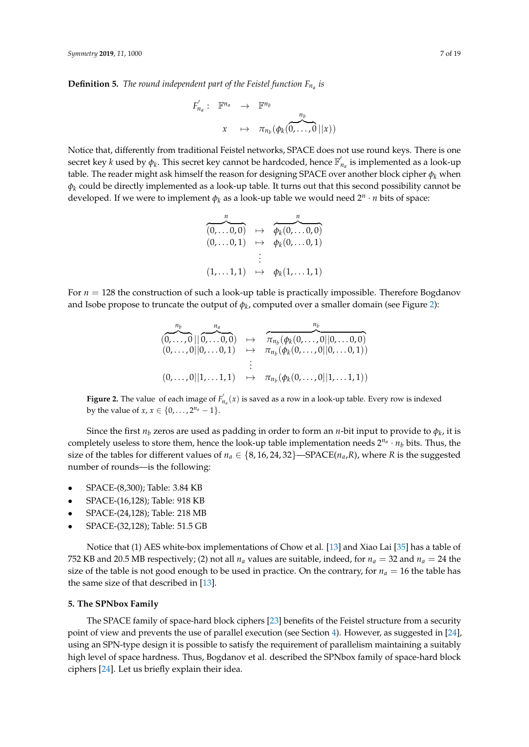**Definition 5.** *The round independent part of the Feistel function $F_{n_a}$ is*

$$
\begin{array}{rccl}
F'_{n_a}: & \mathbb{F}^{n_a} & \rightarrow & \mathbb{F}^{n_b} \\
 & x & \mapsto & \pi_{n_b}(\phi_k(\overbrace{0,\ldots,0}^{n_b}||x))
\end{array}
$$

Notice that, differently from traditional Feistel networks, SPACE does not use round keys. There is one secret key $k$ used by $\phi_k$. This secret key cannot be hardcoded, hence $\mathbb{F}'_{n_a}$ is implemented as a look-up table. The reader might ask himself the reason for designing SPACE over another block cipher $\phi_k$ when $\phi_k$ could be directly implemented as a look-up table. It turns out that this second possibility cannot be developed. If we were to implement $\phi_k$ as a look-up table we would need $2^n \cdot n$ bits of space:

$$
\begin{array}{ccc}
\overbrace{(0,\ldots 0,0)}^{n} & \mapsto & \overbrace{\phi_k(0,\ldots 0,0)}^{n} \\
(0,\ldots 0,1) & \mapsto & \phi_k(0,\ldots 0,1) \\
 & \vdots & \\
(1,\ldots 1,1) & \mapsto & \phi_k(1,\ldots 1,1)
\end{array}
$$

For $n = 128$ the construction of such a look-up table is practically impossible. Therefore Bogdanov and Isobe propose to truncate the output of $\phi_k$, computed over a smaller domain (see Figure 2):

$$
\begin{array}{ccc}
(\overbrace{0,\ldots,0}^{n_b}||\overbrace{0,\ldots 0,0}^{n_a}) & \mapsto & \overbrace{\pi_{n_b}(\phi_k(0,\ldots,0||0,\ldots 0,0)}^{n_b} \\
(0,\ldots,0||0,\ldots 0,1) & \mapsto & \pi_{n_b}(\phi_k(0,\ldots,0||0,\ldots 0,1)) \\
 & \vdots & \\
(0,\ldots,0||1,\ldots 1,1) & \mapsto & \pi_{n_b}(\phi_k(0,\ldots,0||1,\ldots 1,1))
\end{array}
$$

**Figure 2.** The value of each image of $F'_{n_a}(x)$ is saved as a row in a look-up table. Every row is indexed by the value of $x$, $x \in \{0,\ldots,2^{n_a}-1\}$.

Since the first $n_b$ zeros are used as padding in order to form an $n$-bit input to provide to $\phi_k$, it is completely useless to store them, hence the look-up table implementation needs $2^{n_a} \cdot n_b$ bits. Thus, the size of the tables for different values of $n_a \in \{8, 16, 24, 32\}$—SPACE($n_a$,$R$), where $R$ is the suggested number of rounds—is the following:

- SPACE-(8,300); Table: 3.84 KB
- SPACE-(16,128); Table: 918 KB
- SPACE-(24,128); Table: 218 MB
- SPACE-(32,128); Table: 51.5 GB

Notice that (1) AES white-box implementations of Chow et al. [13] and Xiao Lai [35] has a table of 752 KB and 20.5 MB respectively; (2) not all $n_a$ values are suitable, indeed, for $n_a = 32$ and $n_a = 24$ the size of the table is not good enough to be used in practice. On the contrary, for $n_a = 16$ the table has the same size of that described in [13].

## 5. The SPNbox Family

The SPACE family of space-hard block ciphers [23] benefits of the Feistel structure from a security point of view and prevents the use of parallel execution (see Section 4). However, as suggested in [24], using an SPN-type design it is possible to satisfy the requirement of parallelism maintaining a suitably high level of space hardness. Thus, Bogdanov et al. described the SPNbox family of space-hard block ciphers [24]. Let us briefly explain their idea.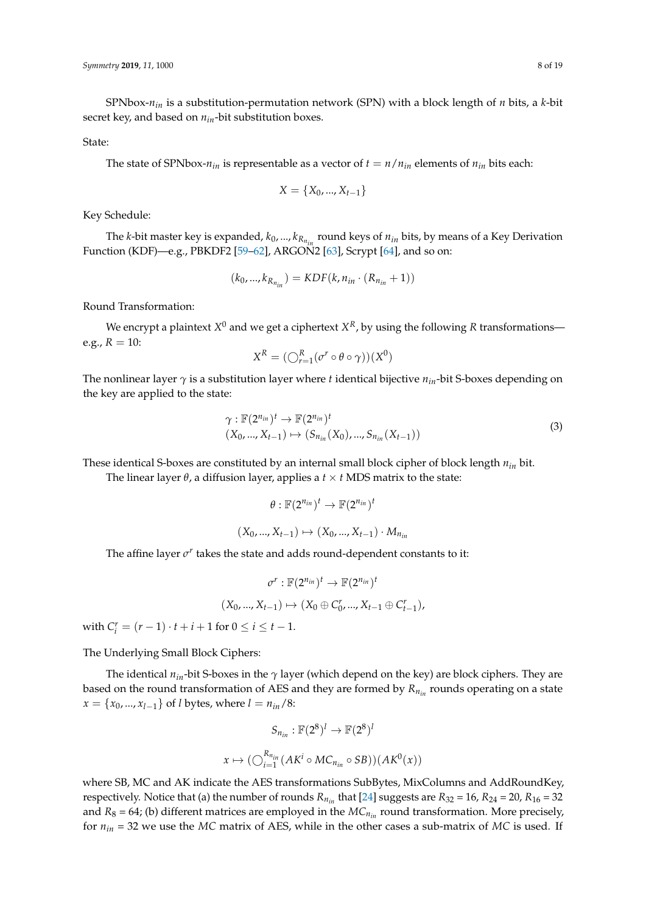SPNbox-$n_{in}$ is a substitution-permutation network (SPN) with a block length of $n$ bits, a $k$-bit secret key, and based on $n_{in}$-bit substitution boxes.

State:

The state of SPNbox-$n_{in}$ is representable as a vector of $t = n/n_{in}$ elements of $n_{in}$ bits each:

$$X = \{X_0, ..., X_{t-1}\}$$

Key Schedule:

The $k$-bit master key is expanded, $k_0, ..., k_{R_{n_{in}}}$ round keys of $n_{in}$ bits, by means of a Key Derivation Function (KDF)—e.g., PBKDF2 [59–62], ARGON2 [63], Scrypt [64], and so on:

$$(k_0, ..., k_{R_{n_{in}}}) = KDF(k, n_{in} \cdot (R_{n_{in}} + 1))$$

Round Transformation:

We encrypt a plaintext $X^0$ and we get a ciphertext $X^R$, by using the following $R$ transformations—e.g., $R = 10$:

$$X^R = (\bigcirc_{r=1}^{R} (\sigma^r \circ \theta \circ \gamma))(X^0)$$

The nonlinear layer $\gamma$ is a substitution layer where $t$ identical bijective $n_{in}$-bit S-boxes depending on the key are applied to the state:

$$\begin{aligned} \gamma &: \mathbb{F}(2^{n_{in}})^t \to \mathbb{F}(2^{n_{in}})^t \\ (X_0, ..., X_{t-1}) &\mapsto (S_{n_{in}}(X_0), ..., S_{n_{in}}(X_{t-1})) \end{aligned} \tag{3}$$

These identical S-boxes are constituted by an internal small block cipher of block length $n_{in}$ bit.

The linear layer $\theta$, a diffusion layer, applies a $t \times t$ MDS matrix to the state:

$$\theta : \mathbb{F}(2^{n_{in}})^t \to \mathbb{F}(2^{n_{in}})^t$$

$$(X_0, ..., X_{t-1}) \mapsto (X_0, ..., X_{t-1}) \cdot M_{n_{in}}$$

The affine layer $\sigma^r$ takes the state and adds round-dependent constants to it:

$$\sigma^r : \mathbb{F}(2^{n_{in}})^t \to \mathbb{F}(2^{n_{in}})^t$$

$$(X_0, ..., X_{t-1}) \mapsto (X_0 \oplus C_0^r, ..., X_{t-1} \oplus C_{t-1}^r),$$

with $C_i^r = (r-1) \cdot t + i + 1$ for $0 \le i \le t-1$.

The Underlying Small Block Ciphers:

The identical $n_{in}$-bit S-boxes in the $\gamma$ layer (which depend on the key) are block ciphers. They are based on the round transformation of AES and they are formed by $R_{n_{in}}$ rounds operating on a state $x = \{x_0, ..., x_{l-1}\}$ of $l$ bytes, where $l = n_{in}/8$:

$$S_{n_{in}} : \mathbb{F}(2^8)^l \to \mathbb{F}(2^8)^l$$

$$x \mapsto (\bigcirc_{i=1}^{R_{n_{in}}} (AK^i \circ MC_{n_{in}} \circ SB))(AK^0(x))$$

where SB, MC and AK indicate the AES transformations SubBytes, MixColumns and AddRoundKey, respectively. Notice that (a) the number of rounds $R_{n_{in}}$ that [24] suggests are $R_{32} = 16$, $R_{24} = 20$, $R_{16} = 32$ and $R_8 = 64$; (b) different matrices are employed in the $MC_{n_{in}}$ round transformation. More precisely, for $n_{in} = 32$ we use the $MC$ matrix of AES, while in the other cases a sub-matrix of $MC$ is used. If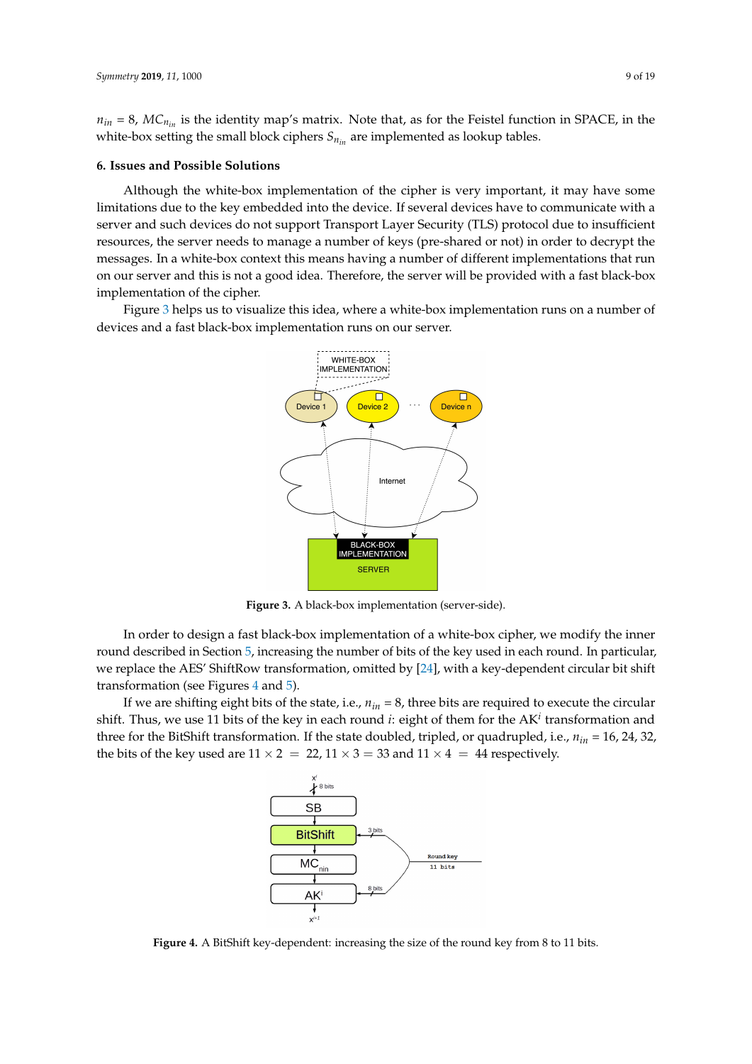$n_{in} = 8$, $MC_{n_{in}}$ is the identity map's matrix. Note that, as for the Feistel function in SPACE, in the white-box setting the small block ciphers $S_{n_{in}}$ are implemented as lookup tables.

## 6. Issues and Possible Solutions

Although the white-box implementation of the cipher is very important, it may have some limitations due to the key embedded into the device. If several devices have to communicate with a server and such devices do not support Transport Layer Security (TLS) protocol due to insufficient resources, the server needs to manage a number of keys (pre-shared or not) in order to decrypt the messages. In a white-box context this means having a number of different implementations that run on our server and this is not a good idea. Therefore, the server will be provided with a fast black-box implementation of the cipher.

Figure 3 helps us to visualize this idea, where a white-box implementation runs on a number of devices and a fast black-box implementation runs on our server.

**Figure 3.** A black-box implementation (server-side).

In order to design a fast black-box implementation of a white-box cipher, we modify the inner round described in Section 5, increasing the number of bits of the key used in each round. In particular, we replace the AES' ShiftRow transformation, omitted by [24], with a key-dependent circular bit shift transformation (see Figures 4 and 5).

If we are shifting eight bits of the state, i.e., $n_{in} = 8$, three bits are required to execute the circular shift. Thus, we use 11 bits of the key in each round $i$: eight of them for the $AK^i$ transformation and three for the BitShift transformation. If the state doubled, tripled, or quadrupled, i.e., $n_{in} = 16, 24, 32$, the bits of the key used are $11 \times 2 = 22$, $11 \times 3 = 33$ and $11 \times 4 = 44$ respectively.

**Figure 4.** A BitShift key-dependent: increasing the size of the round key from 8 to 11 bits.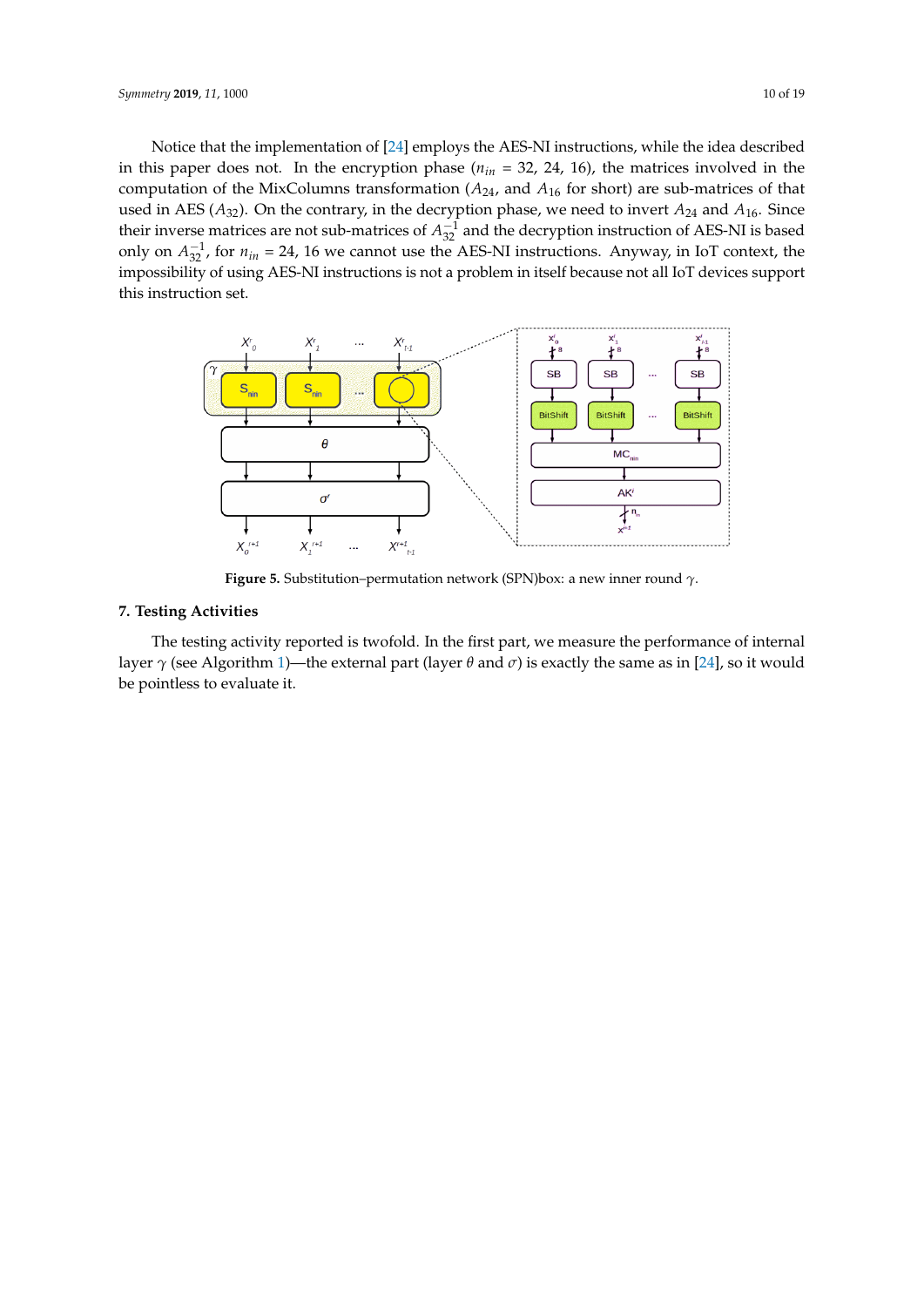Notice that the implementation of [24] employs the AES-NI instructions, while the idea described in this paper does not. In the encryption phase ($n_{in}$ = 32, 24, 16), the matrices involved in the computation of the MixColumns transformation ($A_{24}$, and $A_{16}$ for short) are sub-matrices of that used in AES ($A_{32}$). On the contrary, in the decryption phase, we need to invert $A_{24}$ and $A_{16}$. Since their inverse matrices are not sub-matrices of $A_{32}^{-1}$ and the decryption instruction of AES-NI is based only on $A_{32}^{-1}$, for $n_{in}$ = 24, 16 we cannot use the AES-NI instructions. Anyway, in IoT context, the impossibility of using AES-NI instructions is not a problem in itself because not all IoT devices support this instruction set.

**Figure 5.** Substitution–permutation network (SPN)box: a new inner round $\gamma$.

## 7. Testing Activities

The testing activity reported is twofold. In the first part, we measure the performance of internal layer $\gamma$ (see Algorithm 1)—the external part (layer $\theta$ and $\sigma$) is exactly the same as in [24], so it would be pointless to evaluate it.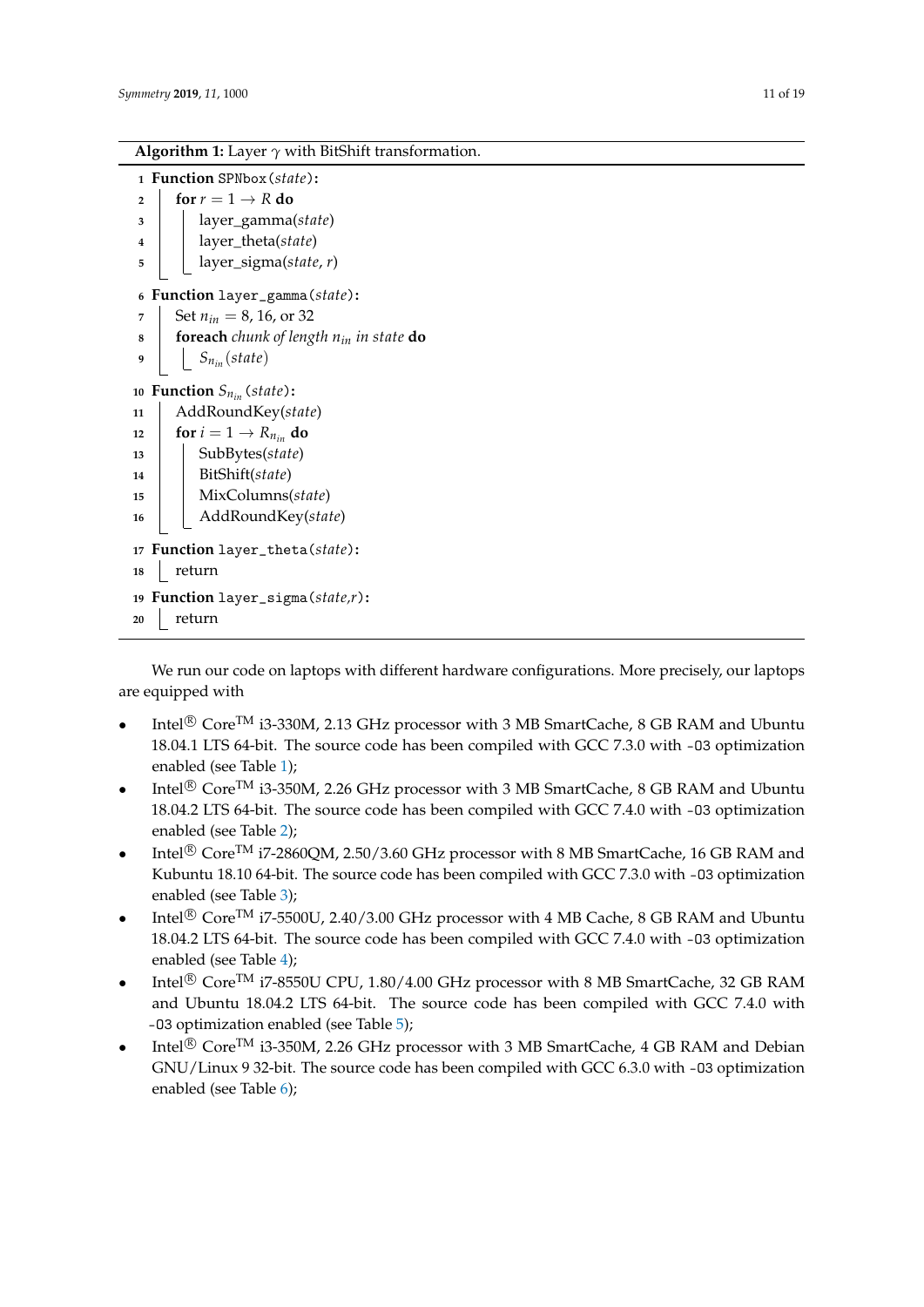**Algorithm 1:** Layer $\gamma$ with BitShift transformation.

```
1  Function SPNbox(state):
2      for r = 1 → R do
3          layer_gamma(state)
4          layer_theta(state)
5          layer_sigma(state, r)
6  Function layer_gamma(state):
7      Set n_in = 8, 16, or 32
8      foreach chunk of length n_in in state do
9          S_{n_in}(state)
10 Function S_{n_in}(state):
11     AddRoundKey(state)
12     for i = 1 → R_{n_in} do
13         SubBytes(state)
14         BitShift(state)
15         MixColumns(state)
16         AddRoundKey(state)
17 Function layer_theta(state):
18     return
19 Function layer_sigma(state,r):
20     return
```

We run our code on laptops with different hardware configurations. More precisely, our laptops are equipped with

- Intel® Core™ i3-330M, 2.13 GHz processor with 3 MB SmartCache, 8 GB RAM and Ubuntu 18.04.1 LTS 64-bit. The source code has been compiled with GCC 7.3.0 with `-O3` optimization enabled (see Table 1);
- Intel® Core™ i3-350M, 2.26 GHz processor with 3 MB SmartCache, 8 GB RAM and Ubuntu 18.04.2 LTS 64-bit. The source code has been compiled with GCC 7.4.0 with `-O3` optimization enabled (see Table 2);
- Intel® Core™ i7-2860QM, 2.50/3.60 GHz processor with 8 MB SmartCache, 16 GB RAM and Kubuntu 18.10 64-bit. The source code has been compiled with GCC 7.3.0 with `-O3` optimization enabled (see Table 3);
- Intel® Core™ i7-5500U, 2.40/3.00 GHz processor with 4 MB Cache, 8 GB RAM and Ubuntu 18.04.2 LTS 64-bit. The source code has been compiled with GCC 7.4.0 with `-O3` optimization enabled (see Table 4);
- Intel® Core™ i7-8550U CPU, 1.80/4.00 GHz processor with 8 MB SmartCache, 32 GB RAM and Ubuntu 18.04.2 LTS 64-bit. The source code has been compiled with GCC 7.4.0 with `-O3` optimization enabled (see Table 5);
- Intel® Core™ i3-350M, 2.26 GHz processor with 3 MB SmartCache, 4 GB RAM and Debian GNU/Linux 9 32-bit. The source code has been compiled with GCC 6.3.0 with `-O3` optimization enabled (see Table 6);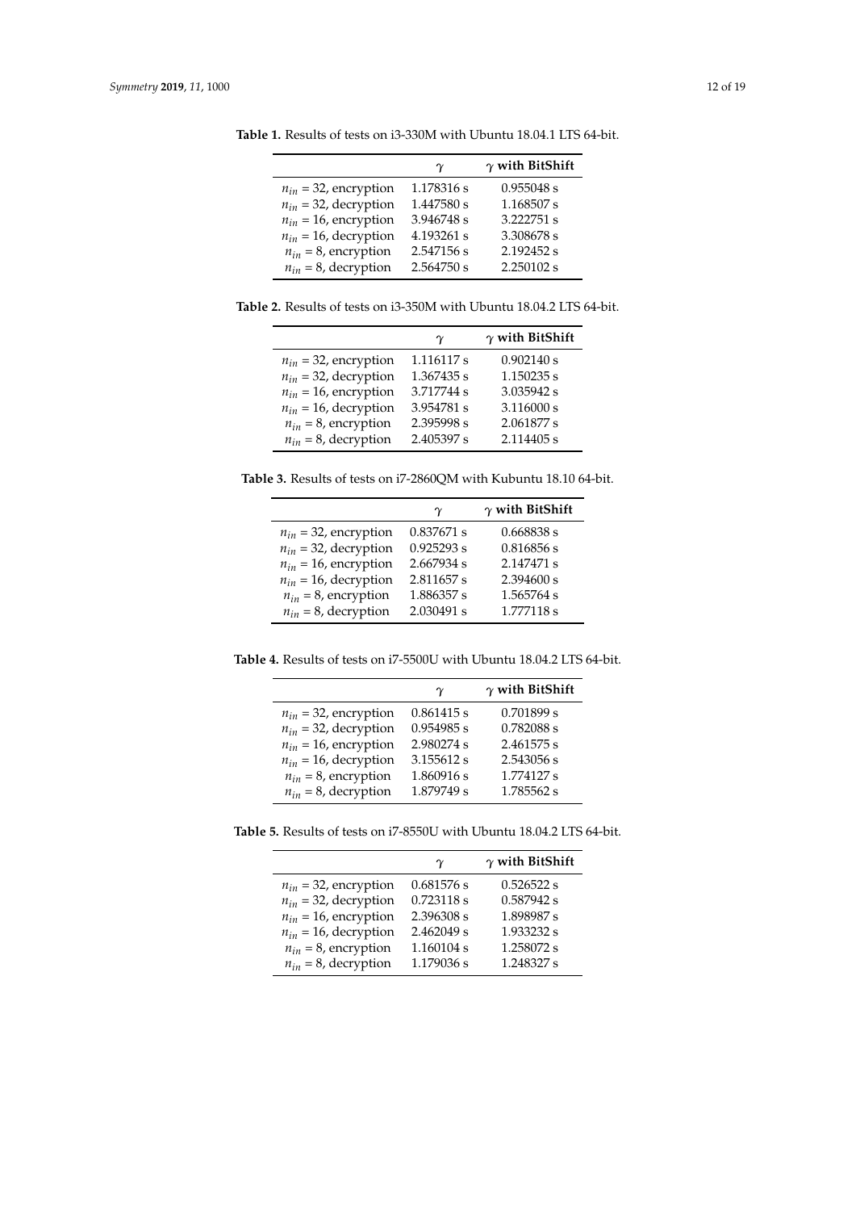**Table 1.** Results of tests on i3-330M with Ubuntu 18.04.1 LTS 64-bit.

| | $\gamma$ | $\gamma$ **with BitShift** |
|---|---|---|
| $n_{in}$ = 32, encryption | 1.178316 s | 0.955048 s |
| $n_{in}$ = 32, decryption | 1.447580 s | 1.168507 s |
| $n_{in}$ = 16, encryption | 3.946748 s | 3.222751 s |
| $n_{in}$ = 16, decryption | 4.193261 s | 3.308678 s |
| $n_{in}$ = 8, encryption | 2.547156 s | 2.192452 s |
| $n_{in}$ = 8, decryption | 2.564750 s | 2.250102 s |

**Table 2.** Results of tests on i3-350M with Ubuntu 18.04.2 LTS 64-bit.

| | $\gamma$ | $\gamma$ **with BitShift** |
|---|---|---|
| $n_{in}$ = 32, encryption | 1.116117 s | 0.902140 s |
| $n_{in}$ = 32, decryption | 1.367435 s | 1.150235 s |
| $n_{in}$ = 16, encryption | 3.717744 s | 3.035942 s |
| $n_{in}$ = 16, decryption | 3.954781 s | 3.116000 s |
| $n_{in}$ = 8, encryption | 2.395998 s | 2.061877 s |
| $n_{in}$ = 8, decryption | 2.405397 s | 2.114405 s |

**Table 3.** Results of tests on i7-2860QM with Kubuntu 18.10 64-bit.

| | $\gamma$ | $\gamma$ **with BitShift** |
|---|---|---|
| $n_{in}$ = 32, encryption | 0.837671 s | 0.668838 s |
| $n_{in}$ = 32, decryption | 0.925293 s | 0.816856 s |
| $n_{in}$ = 16, encryption | 2.667934 s | 2.147471 s |
| $n_{in}$ = 16, decryption | 2.811657 s | 2.394600 s |
| $n_{in}$ = 8, encryption | 1.886357 s | 1.565764 s |
| $n_{in}$ = 8, decryption | 2.030491 s | 1.777118 s |

**Table 4.** Results of tests on i7-5500U with Ubuntu 18.04.2 LTS 64-bit.

| | $\gamma$ | $\gamma$ **with BitShift** |
|---|---|---|
| $n_{in}$ = 32, encryption | 0.861415 s | 0.701899 s |
| $n_{in}$ = 32, decryption | 0.954985 s | 0.782088 s |
| $n_{in}$ = 16, encryption | 2.980274 s | 2.461575 s |
| $n_{in}$ = 16, decryption | 3.155612 s | 2.543056 s |
| $n_{in}$ = 8, encryption | 1.860916 s | 1.774127 s |
| $n_{in}$ = 8, decryption | 1.879749 s | 1.785562 s |

**Table 5.** Results of tests on i7-8550U with Ubuntu 18.04.2 LTS 64-bit.

| | $\gamma$ | $\gamma$ **with BitShift** |
|---|---|---|
| $n_{in}$ = 32, encryption | 0.681576 s | 0.526522 s |
| $n_{in}$ = 32, decryption | 0.723118 s | 0.587942 s |
| $n_{in}$ = 16, encryption | 2.396308 s | 1.898987 s |
| $n_{in}$ = 16, decryption | 2.462049 s | 1.933232 s |
| $n_{in}$ = 8, encryption | 1.160104 s | 1.258072 s |
| $n_{in}$ = 8, decryption | 1.179036 s | 1.248327 s |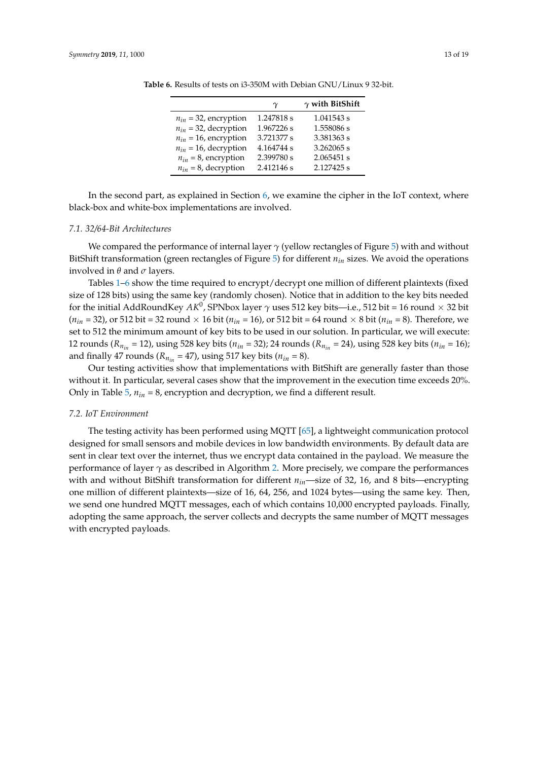**Table 6.** Results of tests on i3-350M with Debian GNU/Linux 9 32-bit.

| | $\gamma$ | $\gamma$ **with BitShift** |
|---|---|---|
| $n_{in}$ = 32, encryption | 1.247818 s | 1.041543 s |
| $n_{in}$ = 32, decryption | 1.967226 s | 1.558086 s |
| $n_{in}$ = 16, encryption | 3.721377 s | 3.381363 s |
| $n_{in}$ = 16, decryption | 4.164744 s | 3.262065 s |
| $n_{in}$ = 8, encryption | 2.399780 s | 2.065451 s |
| $n_{in}$ = 8, decryption | 2.412146 s | 2.127425 s |

In the second part, as explained in Section 6, we examine the cipher in the IoT context, where black-box and white-box implementations are involved.

### *7.1. 32/64-Bit Architectures*

We compared the performance of internal layer $\gamma$ (yellow rectangles of Figure 5) with and without BitShift transformation (green rectangles of Figure 5) for different $n_{in}$ sizes. We avoid the operations involved in $\theta$ and $\sigma$ layers.

Tables 1–6 show the time required to encrypt/decrypt one million of different plaintexts (fixed size of 128 bits) using the same key (randomly chosen). Notice that in addition to the key bits needed for the initial AddRoundKey $AK^0$, SPNbox layer $\gamma$ uses 512 key bits—i.e., 512 bit = 16 round $\times$ 32 bit ($n_{in}$ = 32), or 512 bit = 32 round $\times$ 16 bit ($n_{in}$ = 16), or 512 bit = 64 round $\times$ 8 bit ($n_{in}$ = 8). Therefore, we set to 512 the minimum amount of key bits to be used in our solution. In particular, we will execute: 12 rounds ($R_{n_{in}}$ = 12), using 528 key bits ($n_{in}$ = 32); 24 rounds ($R_{n_{in}}$ = 24), using 528 key bits ($n_{in}$ = 16); and finally 47 rounds ($R_{n_{in}}$ = 47), using 517 key bits ($n_{in}$ = 8).

Our testing activities show that implementations with BitShift are generally faster than those without it. In particular, several cases show that the improvement in the execution time exceeds 20%. Only in Table 5, $n_{in}$ = 8, encryption and decryption, we find a different result.

### *7.2. IoT Environment*

The testing activity has been performed using MQTT [65], a lightweight communication protocol designed for small sensors and mobile devices in low bandwidth environments. By default data are sent in clear text over the internet, thus we encrypt data contained in the payload. We measure the performance of layer $\gamma$ as described in Algorithm 2. More precisely, we compare the performances with and without BitShift transformation for different $n_{in}$—size of 32, 16, and 8 bits—encrypting one million of different plaintexts—size of 16, 64, 256, and 1024 bytes—using the same key. Then, we send one hundred MQTT messages, each of which contains 10,000 encrypted payloads. Finally, adopting the same approach, the server collects and decrypts the same number of MQTT messages with encrypted payloads.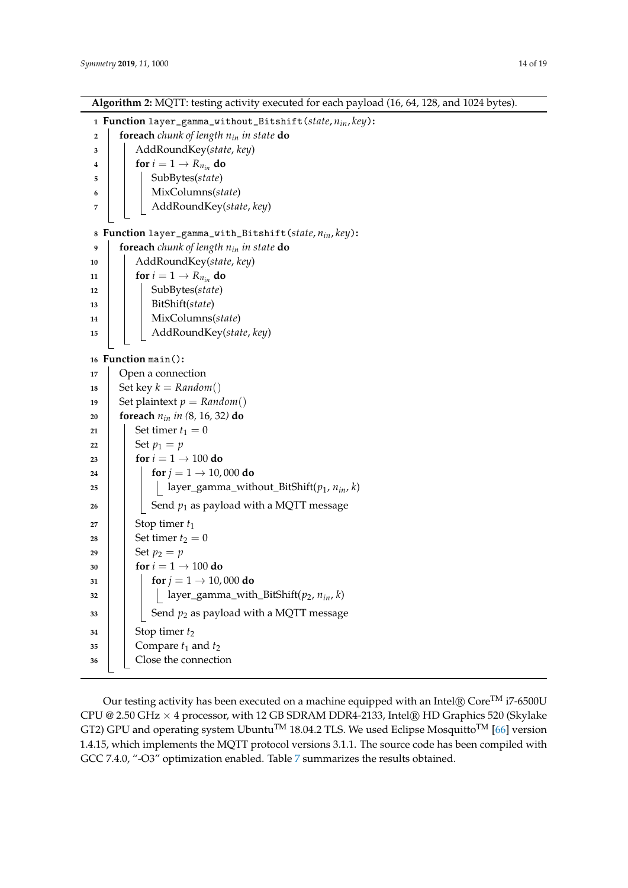**Algorithm 2:** MQTT: testing activity executed for each payload (16, 64, 128, and 1024 bytes).

```
1  Function layer_gamma_without_Bitshift(state, n_in, key):
2      foreach chunk of length n_in in state do
3          AddRoundKey(state, key)
4          for i = 1 → R_{n_in} do
5              SubBytes(state)
6              MixColumns(state)
7              AddRoundKey(state, key)
8  Function layer_gamma_with_Bitshift(state, n_in, key):
9      foreach chunk of length n_in in state do
10         AddRoundKey(state, key)
11         for i = 1 → R_{n_in} do
12             SubBytes(state)
13             BitShift(state)
14             MixColumns(state)
15             AddRoundKey(state, key)
16 Function main():
17     Open a connection
18     Set key k = Random()
19     Set plaintext p = Random()
20     foreach n_in in (8, 16, 32) do
21         Set timer t_1 = 0
22         Set p_1 = p
23         for i = 1 → 100 do
24             for j = 1 → 10,000 do
25                 layer_gamma_without_BitShift(p_1, n_in, k)
26             Send p_1 as payload with a MQTT message
27         Stop timer t_1
28         Set timer t_2 = 0
29         Set p_2 = p
30         for i = 1 → 100 do
31             for j = 1 → 10,000 do
32                 layer_gamma_with_BitShift(p_2, n_in, k)
33             Send p_2 as payload with a MQTT message
34         Stop timer t_2
35         Compare t_1 and t_2
36         Close the connection
```

Our testing activity has been executed on a machine equipped with an Intel® Core™ i7-6500U CPU @ 2.50 GHz × 4 processor, with 12 GB SDRAM DDR4-2133, Intel® HD Graphics 520 (Skylake GT2) GPU and operating system Ubuntu™ 18.04.2 TLS. We used Eclipse Mosquitto™ [66] version 1.4.15, which implements the MQTT protocol versions 3.1.1. The source code has been compiled with GCC 7.4.0, "-O3" optimization enabled. Table 7 summarizes the results obtained.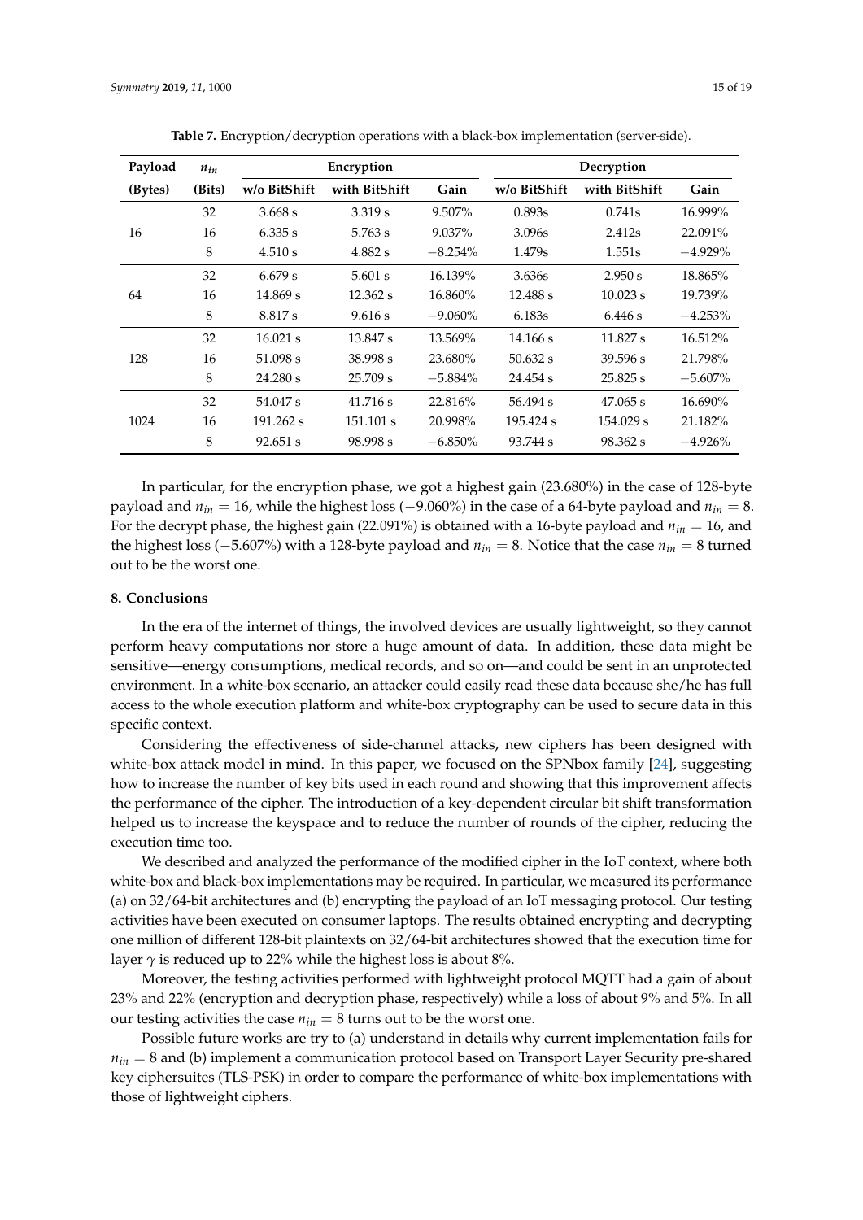**Table 7.** Encryption/decryption operations with a black-box implementation (server-side).

| Payload (Bytes) | $n_{in}$ (Bits) | Encryption | | | Decryption | | |
|---|---|---|---|---|---|---|---|
| | | w/o BitShift | with BitShift | Gain | w/o BitShift | with BitShift | Gain |
| 16 | 32 | 3.668 s | 3.319 s | 9.507% | 0.893s | 0.741s | 16.999% |
| | 16 | 6.335 s | 5.763 s | 9.037% | 3.096s | 2.412s | 22.091% |
| | 8 | 4.510 s | 4.882 s | −8.254% | 1.479s | 1.551s | −4.929% |
| 64 | 32 | 6.679 s | 5.601 s | 16.139% | 3.636s | 2.950 s | 18.865% |
| | 16 | 14.869 s | 12.362 s | 16.860% | 12.488 s | 10.023 s | 19.739% |
| | 8 | 8.817 s | 9.616 s | −9.060% | 6.183s | 6.446 s | −4.253% |
| 128 | 32 | 16.021 s | 13.847 s | 13.569% | 14.166 s | 11.827 s | 16.512% |
| | 16 | 51.098 s | 38.998 s | 23.680% | 50.632 s | 39.596 s | 21.798% |
| | 8 | 24.280 s | 25.709 s | −5.884% | 24.454 s | 25.825 s | −5.607% |
| 1024 | 32 | 54.047 s | 41.716 s | 22.816% | 56.494 s | 47.065 s | 16.690% |
| | 16 | 191.262 s | 151.101 s | 20.998% | 195.424 s | 154.029 s | 21.182% |
| | 8 | 92.651 s | 98.998 s | −6.850% | 93.744 s | 98.362 s | −4.926% |

In particular, for the encryption phase, we got a highest gain (23.680%) in the case of 128-byte payload and $n_{in} = 16$, while the highest loss (−9.060%) in the case of a 64-byte payload and $n_{in} = 8$. For the decrypt phase, the highest gain (22.091%) is obtained with a 16-byte payload and $n_{in} = 16$, and the highest loss (−5.607%) with a 128-byte payload and $n_{in} = 8$. Notice that the case $n_{in} = 8$ turned out to be the worst one.

## 8. Conclusions

In the era of the internet of things, the involved devices are usually lightweight, so they cannot perform heavy computations nor store a huge amount of data. In addition, these data might be sensitive—energy consumptions, medical records, and so on—and could be sent in an unprotected environment. In a white-box scenario, an attacker could easily read these data because she/he has full access to the whole execution platform and white-box cryptography can be used to secure data in this specific context.

Considering the effectiveness of side-channel attacks, new ciphers has been designed with white-box attack model in mind. In this paper, we focused on the SPNbox family [24], suggesting how to increase the number of key bits used in each round and showing that this improvement affects the performance of the cipher. The introduction of a key-dependent circular bit shift transformation helped us to increase the keyspace and to reduce the number of rounds of the cipher, reducing the execution time too.

We described and analyzed the performance of the modified cipher in the IoT context, where both white-box and black-box implementations may be required. In particular, we measured its performance (a) on 32/64-bit architectures and (b) encrypting the payload of an IoT messaging protocol. Our testing activities have been executed on consumer laptops. The results obtained encrypting and decrypting one million of different 128-bit plaintexts on 32/64-bit architectures showed that the execution time for layer $\gamma$ is reduced up to 22% while the highest loss is about 8%.

Moreover, the testing activities performed with lightweight protocol MQTT had a gain of about 23% and 22% (encryption and decryption phase, respectively) while a loss of about 9% and 5%. In all our testing activities the case $n_{in} = 8$ turns out to be the worst one.

Possible future works are try to (a) understand in details why current implementation fails for $n_{in} = 8$ and (b) implement a communication protocol based on Transport Layer Security pre-shared key ciphersuites (TLS-PSK) in order to compare the performance of white-box implementations with those of lightweight ciphers.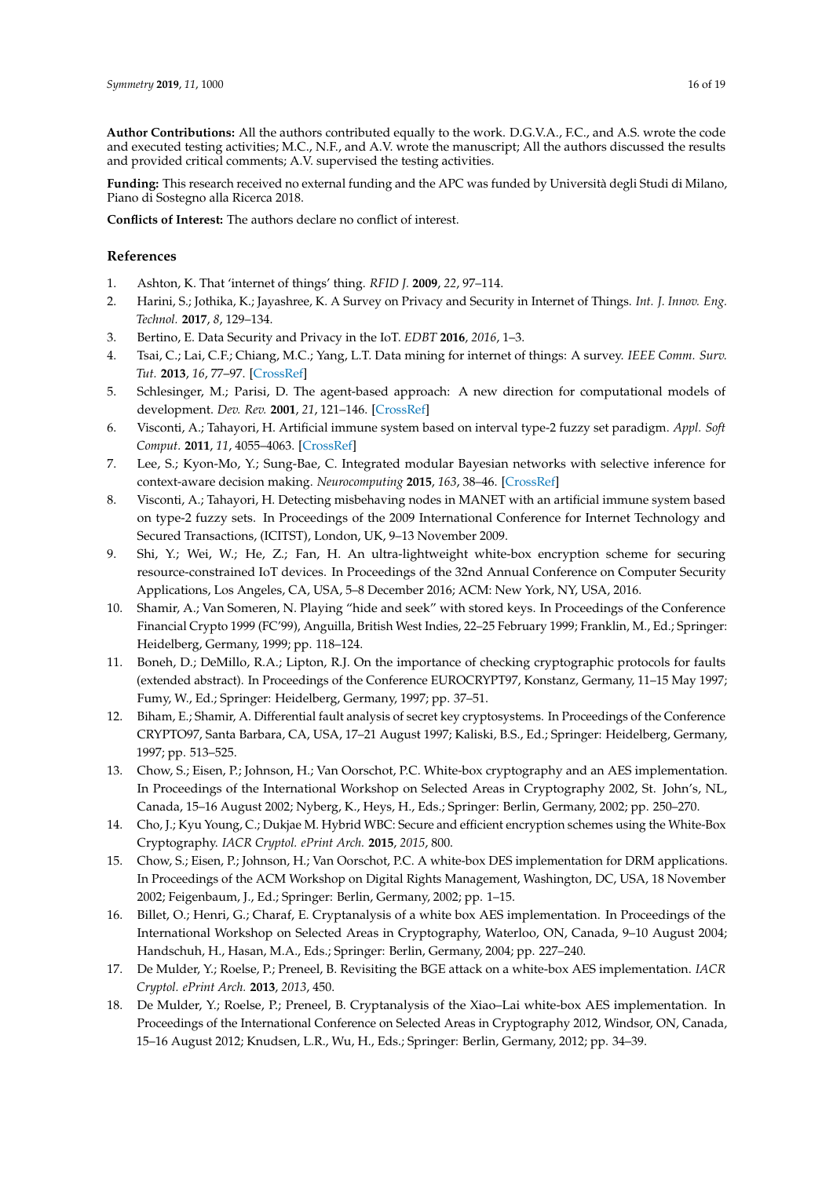**Author Contributions:** All the authors contributed equally to the work. D.G.V.A., F.C., and A.S. wrote the code and executed testing activities; M.C., N.F., and A.V. wrote the manuscript; All the authors discussed the results and provided critical comments; A.V. supervised the testing activities.

**Funding:** This research received no external funding and the APC was funded by Università degli Studi di Milano, Piano di Sostegno alla Ricerca 2018.

**Conflicts of Interest:** The authors declare no conflict of interest.

## References

1. Ashton, K. That 'internet of things' thing. *RFID J.* **2009**, *22*, 97–114.
2. Harini, S.; Jothika, K.; Jayashree, K. A Survey on Privacy and Security in Internet of Things. *Int. J. Innov. Eng. Technol.* **2017**, *8*, 129–134.
3. Bertino, E. Data Security and Privacy in the IoT. *EDBT* **2016**, *2016*, 1–3.
4. Tsai, C.; Lai, C.F.; Chiang, M.C.; Yang, L.T. Data mining for internet of things: A survey. *IEEE Comm. Surv. Tut.* **2013**, *16*, 77–97. [CrossRef]
5. Schlesinger, M.; Parisi, D. The agent-based approach: A new direction for computational models of development. *Dev. Rev.* **2001**, *21*, 121–146. [CrossRef]
6. Visconti, A.; Tahayori, H. Artificial immune system based on interval type-2 fuzzy set paradigm. *Appl. Soft Comput.* **2011**, *11*, 4055–4063. [CrossRef]
7. Lee, S.; Kyon-Mo, Y.; Sung-Bae, C. Integrated modular Bayesian networks with selective inference for context-aware decision making. *Neurocomputing* **2015**, *163*, 38–46. [CrossRef]
8. Visconti, A.; Tahayori, H. Detecting misbehaving nodes in MANET with an artificial immune system based on type-2 fuzzy sets. In Proceedings of the 2009 International Conference for Internet Technology and Secured Transactions, (ICITST), London, UK, 9–13 November 2009.
9. Shi, Y.; Wei, W.; He, Z.; Fan, H. An ultra-lightweight white-box encryption scheme for securing resource-constrained IoT devices. In Proceedings of the 32nd Annual Conference on Computer Security Applications, Los Angeles, CA, USA, 5–8 December 2016; ACM: New York, NY, USA, 2016.
10. Shamir, A.; Van Someren, N. Playing "hide and seek" with stored keys. In Proceedings of the Conference Financial Crypto 1999 (FC'99), Anguilla, British West Indies, 22–25 February 1999; Franklin, M., Ed.; Springer: Heidelberg, Germany, 1999; pp. 118–124.
11. Boneh, D.; DeMillo, R.A.; Lipton, R.J. On the importance of checking cryptographic protocols for faults (extended abstract). In Proceedings of the Conference EUROCRYPT97, Konstanz, Germany, 11–15 May 1997; Fumy, W., Ed.; Springer: Heidelberg, Germany, 1997; pp. 37–51.
12. Biham, E.; Shamir, A. Differential fault analysis of secret key cryptosystems. In Proceedings of the Conference CRYPTO97, Santa Barbara, CA, USA, 17–21 August 1997; Kaliski, B.S., Ed.; Springer: Heidelberg, Germany, 1997; pp. 513–525.
13. Chow, S.; Eisen, P.; Johnson, H.; Van Oorschot, P.C. White-box cryptography and an AES implementation. In Proceedings of the International Workshop on Selected Areas in Cryptography 2002, St. John's, NL, Canada, 15–16 August 2002; Nyberg, K., Heys, H., Eds.; Springer: Berlin, Germany, 2002; pp. 250–270.
14. Cho, J.; Kyu Young, C.; Dukjae M. Hybrid WBC: Secure and efficient encryption schemes using the White-Box Cryptography. *IACR Cryptol. ePrint Arch.* **2015**, *2015*, 800.
15. Chow, S.; Eisen, P.; Johnson, H.; Van Oorschot, P.C. A white-box DES implementation for DRM applications. In Proceedings of the ACM Workshop on Digital Rights Management, Washington, DC, USA, 18 November 2002; Feigenbaum, J., Ed.; Springer: Berlin, Germany, 2002; pp. 1–15.
16. Billet, O.; Henri, G.; Charaf, E. Cryptanalysis of a white box AES implementation. In Proceedings of the International Workshop on Selected Areas in Cryptography, Waterloo, ON, Canada, 9–10 August 2004; Handschuh, H., Hasan, M.A., Eds.; Springer: Berlin, Germany, 2004; pp. 227–240.
17. De Mulder, Y.; Roelse, P.; Preneel, B. Revisiting the BGE attack on a white-box AES implementation. *IACR Cryptol. ePrint Arch.* **2013**, *2013*, 450.
18. De Mulder, Y.; Roelse, P.; Preneel, B. Cryptanalysis of the Xiao–Lai white-box AES implementation. In Proceedings of the International Conference on Selected Areas in Cryptography 2012, Windsor, ON, Canada, 15–16 August 2012; Knudsen, L.R., Wu, H., Eds.; Springer: Berlin, Germany, 2012; pp. 34–39.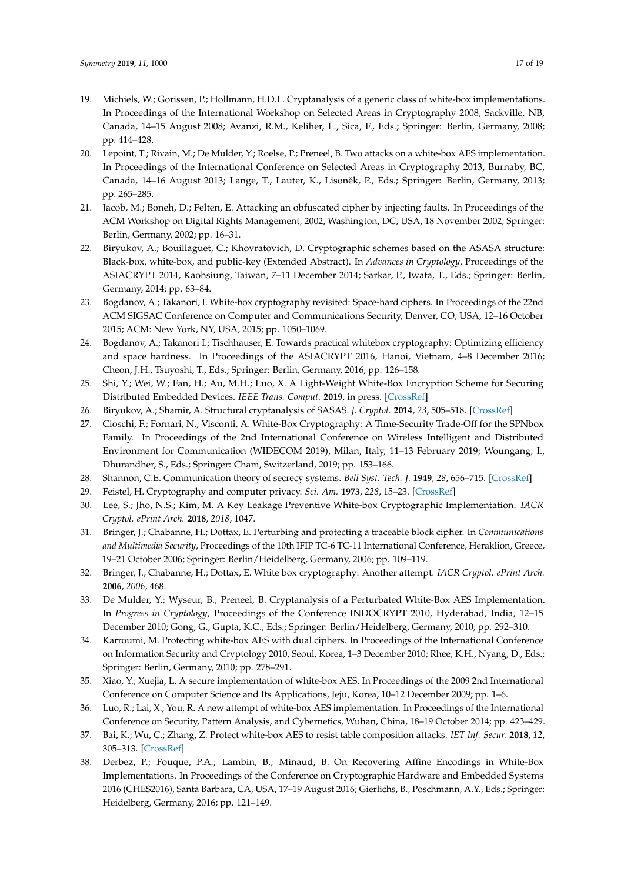19. Michiels, W.; Gorissen, P.; Hollmann, H.D.L. Cryptanalysis of a generic class of white-box implementations. In Proceedings of the International Workshop on Selected Areas in Cryptography 2008, Sackville, NB, Canada, 14–15 August 2008; Avanzi, R.M., Keliher, L., Sica, F., Eds.; Springer: Berlin, Germany, 2008; pp. 414–428.
20. Lepoint, T.; Rivain, M.; De Mulder, Y.; Roelse, P.; Preneel, B. Two attacks on a white-box AES implementation. In Proceedings of the International Conference on Selected Areas in Cryptography 2013, Burnaby, BC, Canada, 14–16 August 2013; Lange, T., Lauter, K., Lisoněk, P., Eds.; Springer: Berlin, Germany, 2013; pp. 265–285.
21. Jacob, M.; Boneh, D.; Felten, E. Attacking an obfuscated cipher by injecting faults. In Proceedings of the ACM Workshop on Digital Rights Management, 2002, Washington, DC, USA, 18 November 2002; Springer: Berlin, Germany, 2002; pp. 16–31.
22. Biryukov, A.; Bouillaguet, C.; Khovratovich, D. Cryptographic schemes based on the ASASA structure: Black-box, white-box, and public-key (Extended Abstract). In *Advances in Cryptology*, Proceedings of the ASIACRYPT 2014, Kaohsiung, Taiwan, 7–11 December 2014; Sarkar, P., Iwata, T., Eds.; Springer: Berlin, Germany, 2014; pp. 63–84.
23. Bogdanov, A.; Takanori, I. White-box cryptography revisited: Space-hard ciphers. In Proceedings of the 22nd ACM SIGSAC Conference on Computer and Communications Security, Denver, CO, USA, 12–16 October 2015; ACM: New York, NY, USA, 2015; pp. 1050–1069.
24. Bogdanov, A.; Takanori I.; Tischhauser, E. Towards practical whitebox cryptography: Optimizing efficiency and space hardness. In Proceedings of the ASIACRYPT 2016, Hanoi, Vietnam, 4–8 December 2016; Cheon, J.H., Tsuyoshi, T., Eds.; Springer: Berlin, Germany, 2016; pp. 126–158.
25. Shi, Y.; Wei, W.; Fan, H.; Au, M.H.; Luo, X. A Light-Weight White-Box Encryption Scheme for Securing Distributed Embedded Devices. *IEEE Trans. Comput.* **2019**, in press. [CrossRef]
26. Biryukov, A.; Shamir, A. Structural cryptanalysis of SASAS. *J. Cryptol.* **2014**, *23*, 505–518. [CrossRef]
27. Cioschi, F.; Fornari, N.; Visconti, A. White-Box Cryptography: A Time-Security Trade-Off for the SPNbox Family. In Proceedings of the 2nd International Conference on Wireless Intelligent and Distributed Environment for Communication (WIDECOM 2019), Milan, Italy, 11–13 February 2019; Woungang, I., Dhurandher, S., Eds.; Springer: Cham, Switzerland, 2019; pp. 153–166.
28. Shannon, C.E. Communication theory of secrecy systems. *Bell Syst. Tech. J.* **1949**, *28*, 656–715. [CrossRef]
29. Feistel, H. Cryptography and computer privacy. *Sci. Am.* **1973**, *228*, 15–23. [CrossRef]
30. Lee, S.; Jho, N.S.; Kim, M. A Key Leakage Preventive White-box Cryptographic Implementation. *IACR Cryptol. ePrint Arch.* **2018**, *2018*, 1047.
31. Bringer, J.; Chabanne, H.; Dottax, E. Perturbing and protecting a traceable block cipher. In *Communications and Multimedia Security*, Proceedings of the 10th IFIP TC-6 TC-11 International Conference, Heraklion, Greece, 19–21 October 2006; Springer: Berlin/Heidelberg, Germany, 2006; pp. 109–119.
32. Bringer, J.; Chabanne, H.; Dottax, E. White box cryptography: Another attempt. *IACR Cryptol. ePrint Arch.* **2006**, *2006*, 468.
33. De Mulder, Y.; Wyseur, B.; Preneel, B. Cryptanalysis of a Perturbated White-Box AES Implementation. In *Progress in Cryptology*, Proceedings of the Conference INDOCRYPT 2010, Hyderabad, India, 12–15 December 2010; Gong, G., Gupta, K.C., Eds.; Springer: Berlin/Heidelberg, Germany, 2010; pp. 292–310.
34. Karroumi, M. Protecting white-box AES with dual ciphers. In Proceedings of the International Conference on Information Security and Cryptology 2010, Seoul, Korea, 1–3 December 2010; Rhee, K.H., Nyang, D., Eds.; Springer: Berlin, Germany, 2010; pp. 278–291.
35. Xiao, Y.; Xuejia, L. A secure implementation of white-box AES. In Proceedings of the 2009 2nd International Conference on Computer Science and Its Applications, Jeju, Korea, 10–12 December 2009; pp. 1–6.
36. Luo, R.; Lai, X.; You, R. A new attempt of white-box AES implementation. In Proceedings of the International Conference on Security, Pattern Analysis, and Cybernetics, Wuhan, China, 18–19 October 2014; pp. 423–429.
37. Bai, K.; Wu, C.; Zhang, Z. Protect white-box AES to resist table composition attacks. *IET Inf. Secur.* **2018**, *12*, 305–313. [CrossRef]
38. Derbez, P.; Fouque, P.A.; Lambin, B.; Minaud, B. On Recovering Affine Encodings in White-Box Implementations. In Proceedings of the Conference on Cryptographic Hardware and Embedded Systems 2016 (CHES2016), Santa Barbara, CA, USA, 17–19 August 2016; Gierlichs, B., Poschmann, A.Y., Eds.; Springer: Heidelberg, Germany, 2016; pp. 121–149.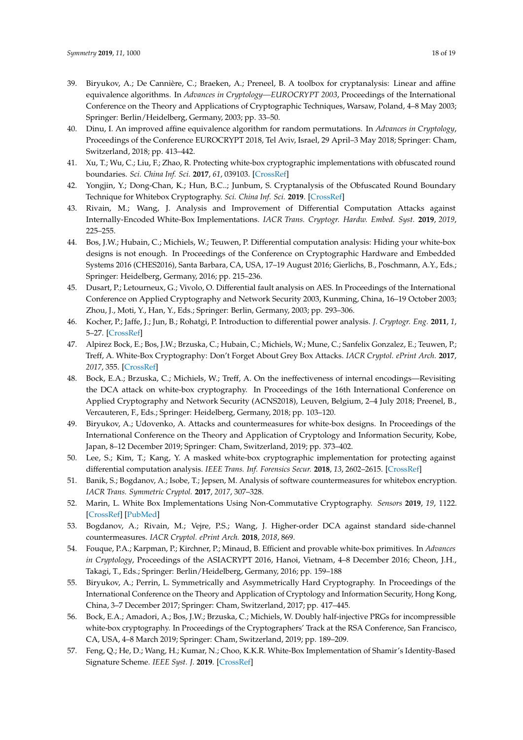39. Biryukov, A.; De Cannière, C.; Braeken, A.; Preneel, B. A toolbox for cryptanalysis: Linear and affine equivalence algorithms. In *Advances in Cryptology—EUROCRYPT 2003*, Proceedings of the International Conference on the Theory and Applications of Cryptographic Techniques, Warsaw, Poland, 4–8 May 2003; Springer: Berlin/Heidelberg, Germany, 2003; pp. 33–50.
40. Dinu, I. An improved affine equivalence algorithm for random permutations. In *Advances in Cryptology*, Proceedings of the Conference EUROCRYPT 2018, Tel Aviv, Israel, 29 April–3 May 2018; Springer: Cham, Switzerland, 2018; pp. 413–442.
41. Xu, T.; Wu, C.; Liu, F.; Zhao, R. Protecting white-box cryptographic implementations with obfuscated round boundaries. *Sci. China Inf. Sci.* **2017**, *61*, 039103. [CrossRef]
42. Yongjin, Y.; Dong-Chan, K.; Hun, B.C..; Junbum, S. Cryptanalysis of the Obfuscated Round Boundary Technique for Whitebox Cryptography. *Sci. China Inf. Sci.* **2019**. [CrossRef]
43. Rivain, M.; Wang, J. Analysis and Improvement of Differential Computation Attacks against Internally-Encoded White-Box Implementations. *IACR Trans. Cryptogr. Hardw. Embed. Syst.* **2019**, *2019*, 225–255.
44. Bos, J.W.; Hubain, C.; Michiels, W.; Teuwen, P. Differential computation analysis: Hiding your white-box designs is not enough. In Proceedings of the Conference on Cryptographic Hardware and Embedded Systems 2016 (CHES2016), Santa Barbara, CA, USA, 17–19 August 2016; Gierlichs, B., Poschmann, A.Y., Eds.; Springer: Heidelberg, Germany, 2016; pp. 215–236.
45. Dusart, P.; Letourneux, G.; Vivolo, O. Differential fault analysis on AES. In Proceedings of the International Conference on Applied Cryptography and Network Security 2003, Kunming, China, 16–19 October 2003; Zhou, J., Moti, Y., Han, Y., Eds.; Springer: Berlin, Germany, 2003; pp. 293–306.
46. Kocher, P.; Jaffe, J.; Jun, B.; Rohatgi, P. Introduction to differential power analysis. *J. Cryptogr. Eng.* **2011**, *1*, 5–27. [CrossRef]
47. Alpirez Bock, E.; Bos, J.W.; Brzuska, C.; Hubain, C.; Michiels, W.; Mune, C.; Sanfelix Gonzalez, E.; Teuwen, P.; Treff, A. White-Box Cryptography: Don't Forget About Grey Box Attacks. *IACR Cryptol. ePrint Arch.* **2017**, *2017*, 355. [CrossRef]
48. Bock, E.A.; Brzuska, C.; Michiels, W.; Treff, A. On the ineffectiveness of internal encodings—Revisiting the DCA attack on white-box cryptography. In Proceedings of the 16th International Conference on Applied Cryptography and Network Security (ACNS2018), Leuven, Belgium, 2–4 July 2018; Preenel, B., Vercauteren, F., Eds.; Springer: Heidelberg, Germany, 2018; pp. 103–120.
49. Biryukov, A.; Udovenko, A. Attacks and countermeasures for white-box designs. In Proceedings of the International Conference on the Theory and Application of Cryptology and Information Security, Kobe, Japan, 8–12 December 2019; Springer: Cham, Switzerland, 2019; pp. 373–402.
50. Lee, S.; Kim, T.; Kang, Y. A masked white-box cryptographic implementation for protecting against differential computation analysis. *IEEE Trans. Inf. Forensics Secur.* **2018**, *13*, 2602–2615. [CrossRef]
51. Banik, S.; Bogdanov, A.; Isobe, T.; Jepsen, M. Analysis of software countermeasures for whitebox encryption. *IACR Trans. Symmetric Cryptol.* **2017**, *2017*, 307–328.
52. Marin, L. White Box Implementations Using Non-Commutative Cryptography. *Sensors* **2019**, *19*, 1122. [CrossRef] [PubMed]
53. Bogdanov, A.; Rivain, M.; Vejre, P.S.; Wang, J. Higher-order DCA against standard side-channel countermeasures. *IACR Cryptol. ePrint Arch.* **2018**, *2018*, 869.
54. Fouque, P.A.; Karpman, P.; Kirchner, P.; Minaud, B. Efficient and provable white-box primitives. In *Advances in Cryptology*, Proceedings of the ASIACRYPT 2016, Hanoi, Vietnam, 4–8 December 2016; Cheon, J.H., Takagi, T., Eds.; Springer: Berlin/Heidelberg, Germany, 2016; pp. 159–188
55. Biryukov, A.; Perrin, L. Symmetrically and Asymmetrically Hard Cryptography. In Proceedings of the International Conference on the Theory and Application of Cryptology and Information Security, Hong Kong, China, 3–7 December 2017; Springer: Cham, Switzerland, 2017; pp. 417–445.
56. Bock, E.A.; Amadori, A.; Bos, J.W.; Brzuska, C.; Michiels, W. Doubly half-injective PRGs for incompressible white-box cryptography. In Proceedings of the Cryptographers' Track at the RSA Conference, San Francisco, CA, USA, 4–8 March 2019; Springer: Cham, Switzerland, 2019; pp. 189–209.
57. Feng, Q.; He, D.; Wang, H.; Kumar, N.; Choo, K.K.R. White-Box Implementation of Shamir's Identity-Based Signature Scheme. *IEEE Syst. J.* **2019**. [CrossRef]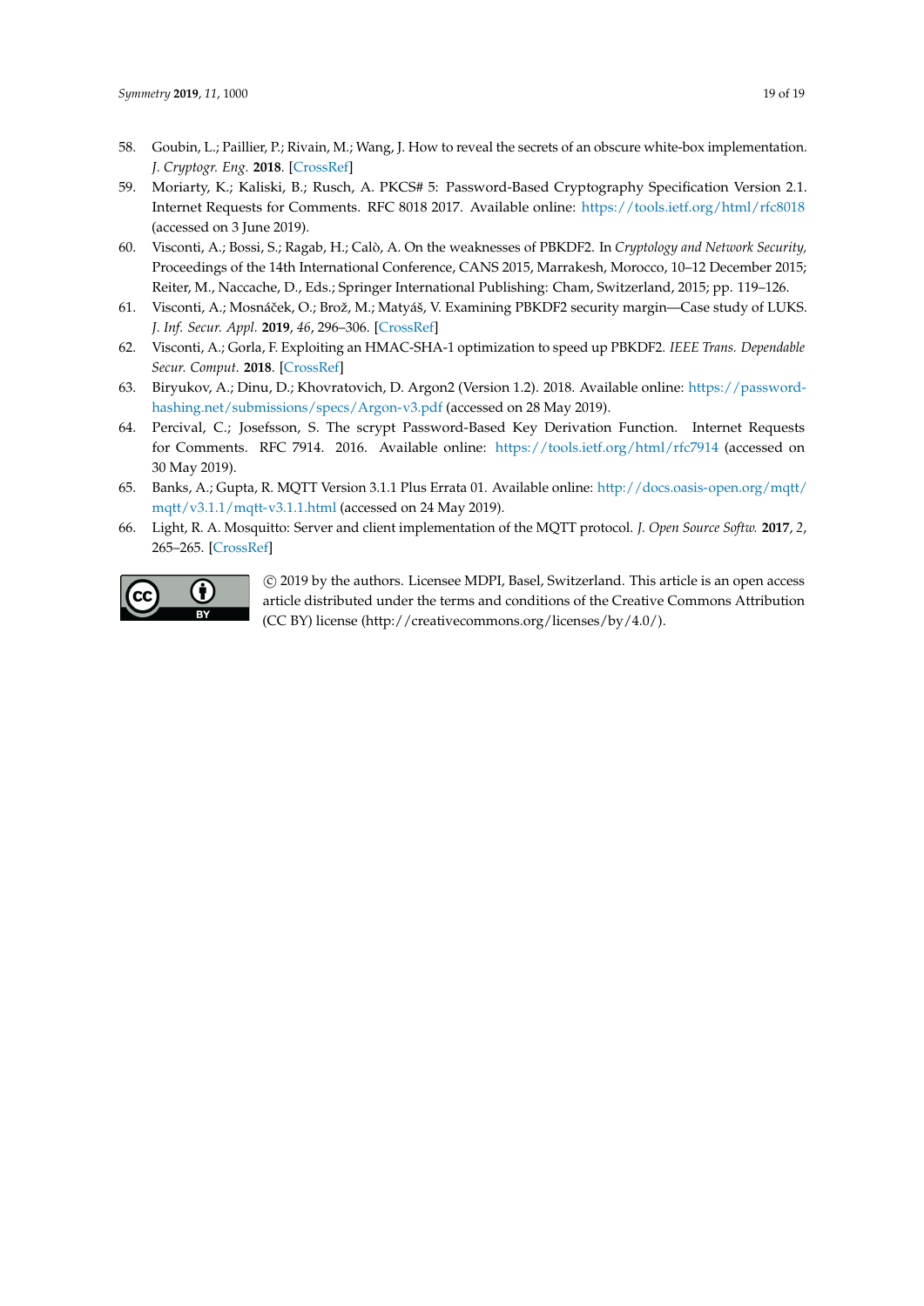58. Goubin, L.; Paillier, P.; Rivain, M.; Wang, J. How to reveal the secrets of an obscure white-box implementation. *J. Cryptogr. Eng.* **2018**. [CrossRef]
59. Moriarty, K.; Kaliski, B.; Rusch, A. PKCS# 5: Password-Based Cryptography Specification Version 2.1. Internet Requests for Comments. RFC 8018 2017. Available online: https://tools.ietf.org/html/rfc8018 (accessed on 3 June 2019).
60. Visconti, A.; Bossi, S.; Ragab, H.; Calò, A. On the weaknesses of PBKDF2. In *Cryptology and Network Security*, Proceedings of the 14th International Conference, CANS 2015, Marrakesh, Morocco, 10–12 December 2015; Reiter, M., Naccache, D., Eds.; Springer International Publishing: Cham, Switzerland, 2015; pp. 119–126.
61. Visconti, A.; Mosnáček, O.; Brož, M.; Matyáš, V. Examining PBKDF2 security margin—Case study of LUKS. *J. Inf. Secur. Appl.* **2019**, *46*, 296–306. [CrossRef]
62. Visconti, A.; Gorla, F. Exploiting an HMAC-SHA-1 optimization to speed up PBKDF2. *IEEE Trans. Dependable Secur. Comput.* **2018**. [CrossRef]
63. Biryukov, A.; Dinu, D.; Khovratovich, D. Argon2 (Version 1.2). 2018. Available online: https://password-hashing.net/submissions/specs/Argon-v3.pdf (accessed on 28 May 2019).
64. Percival, C.; Josefsson, S. The scrypt Password-Based Key Derivation Function. Internet Requests for Comments. RFC 7914. 2016. Available online: https://tools.ietf.org/html/rfc7914 (accessed on 30 May 2019).
65. Banks, A.; Gupta, R. MQTT Version 3.1.1 Plus Errata 01. Available online: http://docs.oasis-open.org/mqtt/mqtt/v3.1.1/mqtt-v3.1.1.html (accessed on 24 May 2019).
66. Light, R. A. Mosquitto: Server and client implementation of the MQTT protocol. *J. Open Source Softw.* **2017**, *2*, 265–265. [CrossRef]

© 2019 by the authors. Licensee MDPI, Basel, Switzerland. This article is an open access article distributed under the terms and conditions of the Creative Commons Attribution (CC BY) license (http://creativecommons.org/licenses/by/4.0/).